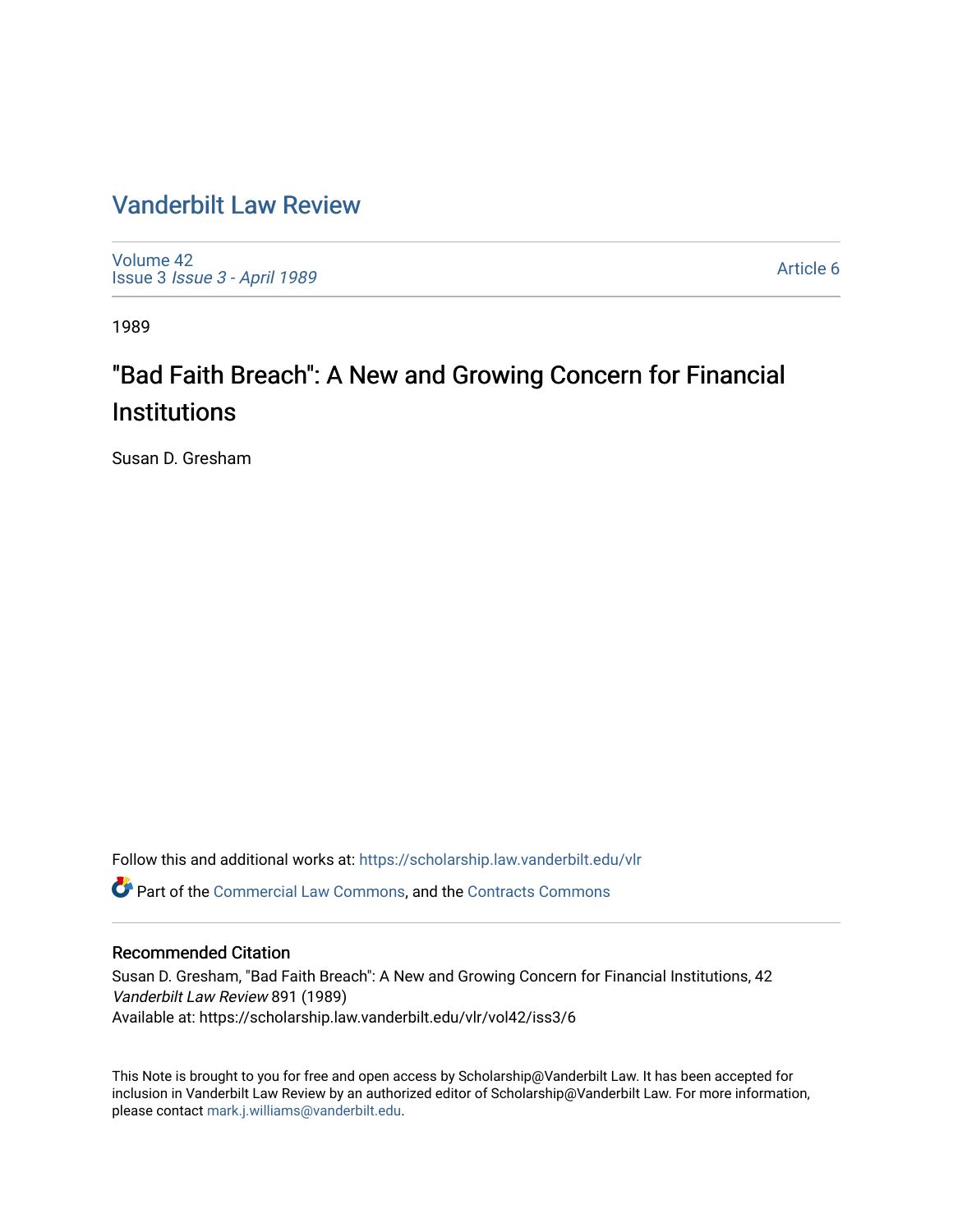# Vanderbilt Law Review

Volume 42
Issue 3 *Issue 3 - April 1989*

Article 6

1989

## "Bad Faith Breach": A New and Growing Concern for Financial Institutions

Susan D. Gresham

Follow this and additional works at: https://scholarship.law.vanderbilt.edu/vlr

Part of the Commercial Law Commons, and the Contracts Commons

### Recommended Citation

Susan D. Gresham, "Bad Faith Breach": A New and Growing Concern for Financial Institutions, 42 *Vanderbilt Law Review* 891 (1989)
Available at: https://scholarship.law.vanderbilt.edu/vlr/vol42/iss3/6

This Note is brought to you for free and open access by Scholarship@Vanderbilt Law. It has been accepted for inclusion in Vanderbilt Law Review by an authorized editor of Scholarship@Vanderbilt Law. For more information, please contact mark.j.williams@vanderbilt.edu.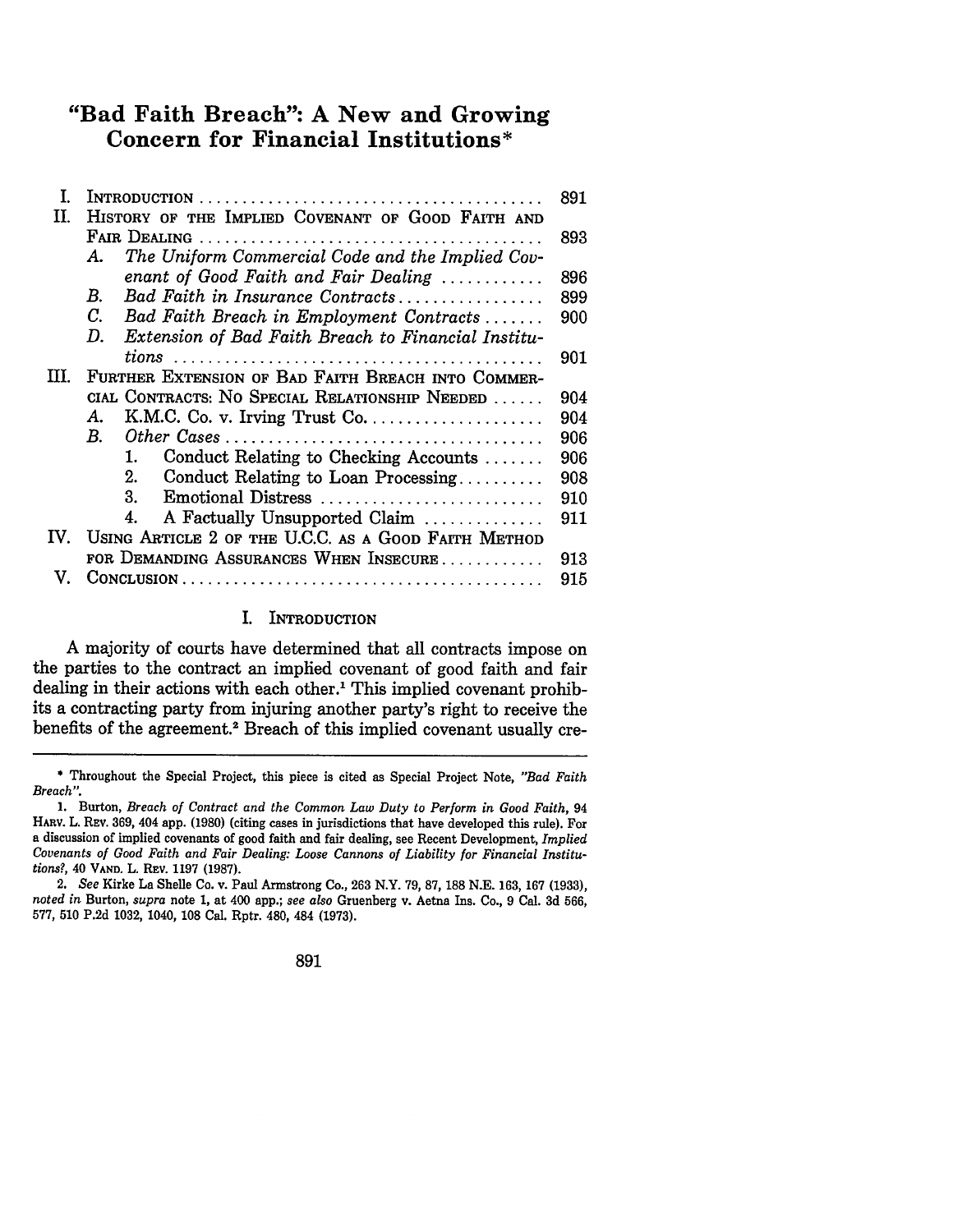# "Bad Faith Breach": A New and Growing Concern for Financial Institutions*

| | | |
|---|---|---|
| I. | INTRODUCTION | 891 |
| II. | HISTORY OF THE IMPLIED COVENANT OF GOOD FAITH AND FAIR DEALING | 893 |
| | A. *The Uniform Commercial Code and the Implied Covenant of Good Faith and Fair Dealing* | 896 |
| | B. *Bad Faith in Insurance Contracts* | 899 |
| | C. *Bad Faith Breach in Employment Contracts* | 900 |
| | D. *Extension of Bad Faith Breach to Financial Institutions* | 901 |
| III. | FURTHER EXTENSION OF BAD FAITH BREACH INTO COMMERCIAL CONTRACTS: NO SPECIAL RELATIONSHIP NEEDED | 904 |
| | A. K.M.C. Co. v. Irving Trust Co. | 904 |
| | B. *Other Cases* | 906 |
| | 1. Conduct Relating to Checking Accounts | 906 |
| | 2. Conduct Relating to Loan Processing | 908 |
| | 3. Emotional Distress | 910 |
| | 4. A Factually Unsupported Claim | 911 |
| IV. | USING ARTICLE 2 OF THE U.C.C. AS A GOOD FAITH METHOD FOR DEMANDING ASSURANCES WHEN INSECURE | 913 |
| V. | CONCLUSION | 915 |

## I. INTRODUCTION

A majority of courts have determined that all contracts impose on the parties to the contract an implied covenant of good faith and fair dealing in their actions with each other.[1] This implied covenant prohibits a contracting party from injuring another party's right to receive the benefits of the agreement.[2] Breach of this implied covenant usually cre-

---

* Throughout the Special Project, this piece is cited as Special Project Note, *"Bad Faith Breach"*.

1. Burton, *Breach of Contract and the Common Law Duty to Perform in Good Faith*, 94 HARV. L. REV. 369, 404 app. (1980) (citing cases in jurisdictions that have developed this rule). For a discussion of implied covenants of good faith and fair dealing, see Recent Development, *Implied Covenants of Good Faith and Fair Dealing: Loose Cannons of Liability for Financial Institutions?*, 40 VAND. L. REV. 1197 (1987).

2. *See* Kirke La Shelle Co. v. Paul Armstrong Co., 263 N.Y. 79, 87, 188 N.E. 163, 167 (1933), *noted in* Burton, *supra* note 1, at 400 app.; *see also* Gruenberg v. Aetna Ins. Co., 9 Cal. 3d 566, 577, 510 P.2d 1032, 1040, 108 Cal. Rptr. 480, 484 (1973).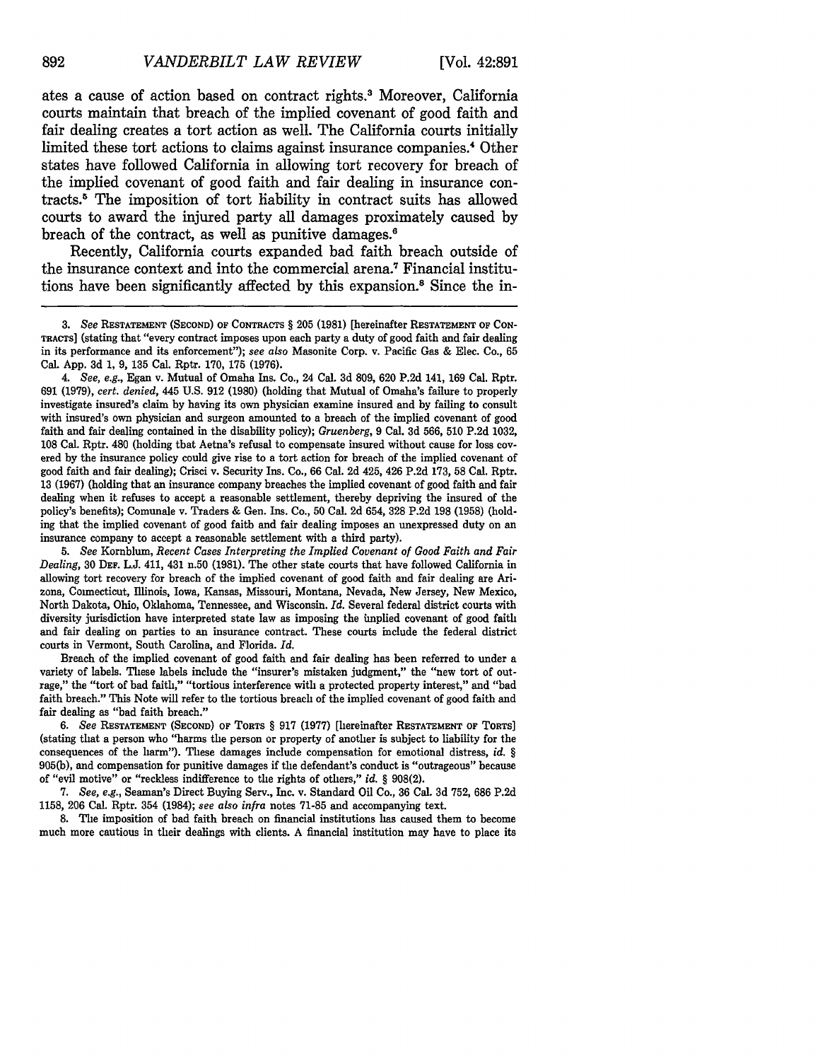ates a cause of action based on contract rights.[3] Moreover, California courts maintain that breach of the implied covenant of good faith and fair dealing creates a tort action as well. The California courts initially limited these tort actions to claims against insurance companies.[4] Other states have followed California in allowing tort recovery for breach of the implied covenant of good faith and fair dealing in insurance contracts.[5] The imposition of tort liability in contract suits has allowed courts to award the injured party all damages proximately caused by breach of the contract, as well as punitive damages.[6]

Recently, California courts expanded bad faith breach outside of the insurance context and into the commercial arena.[7] Financial institutions have been significantly affected by this expansion.[8] Since the in-

---

3. *See* RESTATEMENT (SECOND) OF CONTRACTS § 205 (1981) [hereinafter RESTATEMENT OF CONTRACTS] (stating that "every contract imposes upon each party a duty of good faith and fair dealing in its performance and its enforcement"); *see also* Masonite Corp. v. Pacific Gas & Elec. Co., 65 Cal. App. 3d 1, 9, 135 Cal. Rptr. 170, 175 (1976).

4. *See, e.g.*, Egan v. Mutual of Omaha Ins. Co., 24 Cal. 3d 809, 620 P.2d 141, 169 Cal. Rptr. 691 (1979), *cert. denied*, 445 U.S. 912 (1980) (holding that Mutual of Omaha's failure to properly investigate insured's claim by having its own physician examine insured and by failing to consult with insured's own physician and surgeon amounted to a breach of the implied covenant of good faith and fair dealing contained in the disability policy); *Gruenberg*, 9 Cal. 3d 566, 510 P.2d 1032, 108 Cal. Rptr. 480 (holding that Aetna's refusal to compensate insured without cause for loss covered by the insurance policy could give rise to a tort action for breach of the implied covenant of good faith and fair dealing); Crisci v. Security Ins. Co., 66 Cal. 2d 425, 426 P.2d 173, 58 Cal. Rptr. 13 (1967) (holding that an insurance company breaches the implied covenant of good faith and fair dealing when it refuses to accept a reasonable settlement, thereby depriving the insured of the policy's benefits); Comunale v. Traders & Gen. Ins. Co., 50 Cal. 2d 654, 328 P.2d 198 (1958) (holding that the implied covenant of good faith and fair dealing imposes an unexpressed duty on an insurance company to accept a reasonable settlement with a third party).

5. *See* Kornblum, *Recent Cases Interpreting the Implied Covenant of Good Faith and Fair Dealing*, 30 DEF. L.J. 411, 431 n.50 (1981). The other state courts that have followed California in allowing tort recovery for breach of the implied covenant of good faith and fair dealing are Arizona, Connecticut, Illinois, Iowa, Kansas, Missouri, Montana, Nevada, New Jersey, New Mexico, North Dakota, Ohio, Oklahoma, Tennessee, and Wisconsin. *Id.* Several federal district courts with diversity jurisdiction have interpreted state law as imposing the implied covenant of good faith and fair dealing on parties to an insurance contract. These courts include the federal district courts in Vermont, South Carolina, and Florida. *Id.*

Breach of the implied covenant of good faith and fair dealing has been referred to under a variety of labels. These labels include the "insurer's mistaken judgment," the "new tort of outrage," the "tort of bad faith," "tortious interference with a protected property interest," and "bad faith breach." This Note will refer to the tortious breach of the implied covenant of good faith and fair dealing as "bad faith breach."

6. *See* RESTATEMENT (SECOND) OF TORTS § 917 (1977) [hereinafter RESTATEMENT OF TORTS] (stating that a person who "harms the person or property of another is subject to liability for the consequences of the harm"). These damages include compensation for emotional distress, *id.* § 905(b), and compensation for punitive damages if the defendant's conduct is "outrageous" because of "evil motive" or "reckless indifference to the rights of others," *id.* § 908(2).

7. *See, e.g.*, Seaman's Direct Buying Serv., Inc. v. Standard Oil Co., 36 Cal. 3d 752, 686 P.2d 1158, 206 Cal. Rptr. 354 (1984); *see also infra* notes 71-85 and accompanying text.

8. The imposition of bad faith breach on financial institutions has caused them to become much more cautious in their dealings with clients. A financial institution may have to place its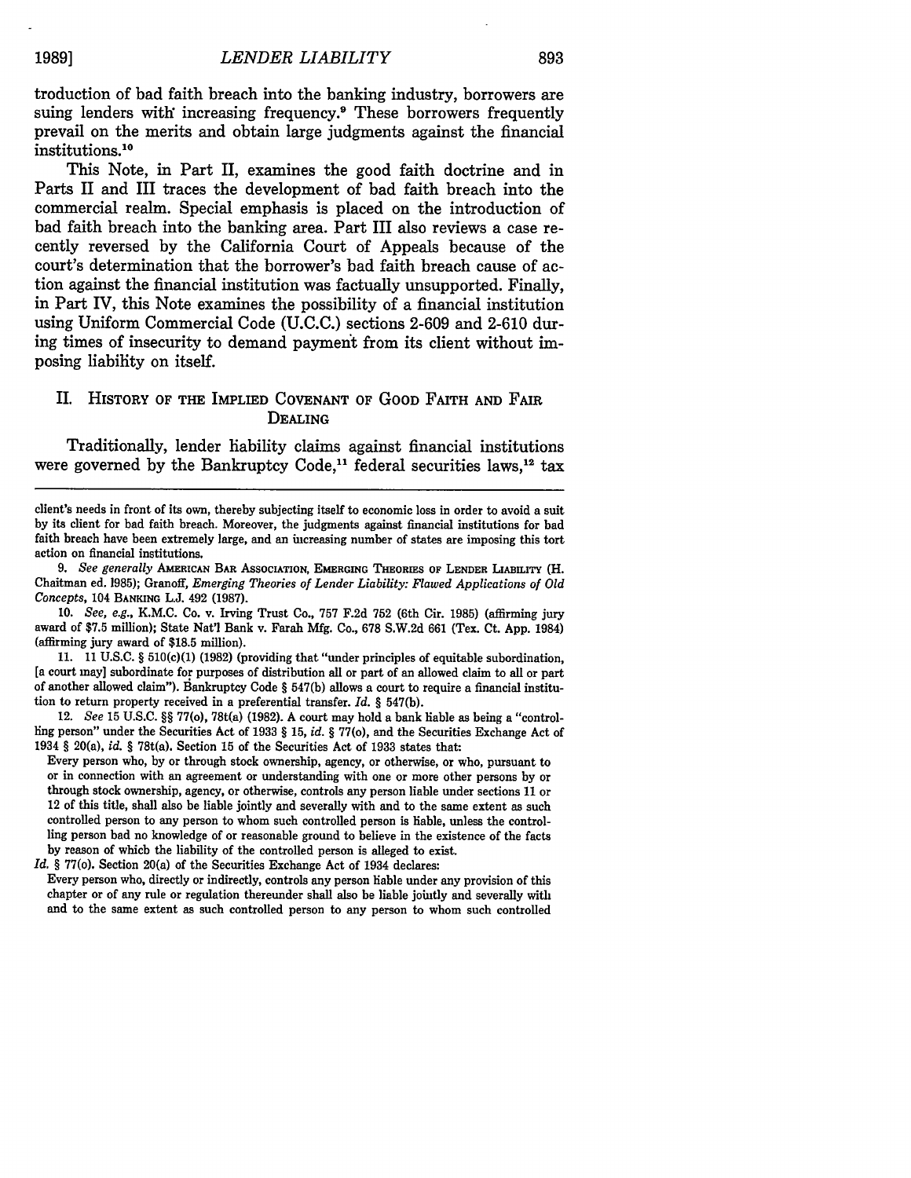troduction of bad faith breach into the banking industry, borrowers are suing lenders with increasing frequency.[9] These borrowers frequently prevail on the merits and obtain large judgments against the financial institutions.[10]

This Note, in Part II, examines the good faith doctrine and in Parts II and III traces the development of bad faith breach into the commercial realm. Special emphasis is placed on the introduction of bad faith breach into the banking area. Part III also reviews a case recently reversed by the California Court of Appeals because of the court's determination that the borrower's bad faith breach cause of action against the financial institution was factually unsupported. Finally, in Part IV, this Note examines the possibility of a financial institution using Uniform Commercial Code (U.C.C.) sections 2-609 and 2-610 during times of insecurity to demand payment from its client without imposing liability on itself.

## II. History of the Implied Covenant of Good Faith and Fair Dealing

Traditionally, lender liability claims against financial institutions were governed by the Bankruptcy Code,[11] federal securities laws,[12] tax

---

client's needs in front of its own, thereby subjecting itself to economic loss in order to avoid a suit by its client for bad faith breach. Moreover, the judgments against financial institutions for bad faith breach have been extremely large, and an increasing number of states are imposing this tort action on financial institutions.

9. *See generally* American Bar Association, Emerging Theories of Lender Liability (H. Chaitman ed. 1985); Granoff, *Emerging Theories of Lender Liability: Flawed Applications of Old Concepts*, 104 Banking L.J. 492 (1987).

10. *See, e.g.*, K.M.C. Co. v. Irving Trust Co., 757 F.2d 752 (6th Cir. 1985) (affirming jury award of $7.5 million); State Nat'l Bank v. Farah Mfg. Co., 678 S.W.2d 661 (Tex. Ct. App. 1984) (affirming jury award of $18.5 million).

11. 11 U.S.C. § 510(c)(1) (1982) (providing that "under principles of equitable subordination, [a court may] subordinate for purposes of distribution all or part of an allowed claim to all or part of another allowed claim"). Bankruptcy Code § 547(b) allows a court to require a financial institution to return property received in a preferential transfer. *Id.* § 547(b).

12. *See* 15 U.S.C. §§ 77(o), 78t(a) (1982). A court may hold a bank liable as being a "controlling person" under the Securities Act of 1933 § 15, *id.* § 77(o), and the Securities Exchange Act of 1934 § 20(a), *id.* § 78t(a). Section 15 of the Securities Act of 1933 states that:

> Every person who, by or through stock ownership, agency, or otherwise, or who, pursuant to or in connection with an agreement or understanding with one or more other persons by or through stock ownership, agency, or otherwise, controls any person liable under sections 11 or 12 of this title, shall also be liable jointly and severally with and to the same extent as such controlled person to any person to whom such controlled person is liable, unless the controlling person had no knowledge of or reasonable ground to believe in the existence of the facts by reason of which the liability of the controlled person is alleged to exist.

*Id.* § 77(o). Section 20(a) of the Securities Exchange Act of 1934 declares:

> Every person who, directly or indirectly, controls any person liable under any provision of this chapter or of any rule or regulation thereunder shall also be liable jointly and severally with and to the same extent as such controlled person to any person to whom such controlled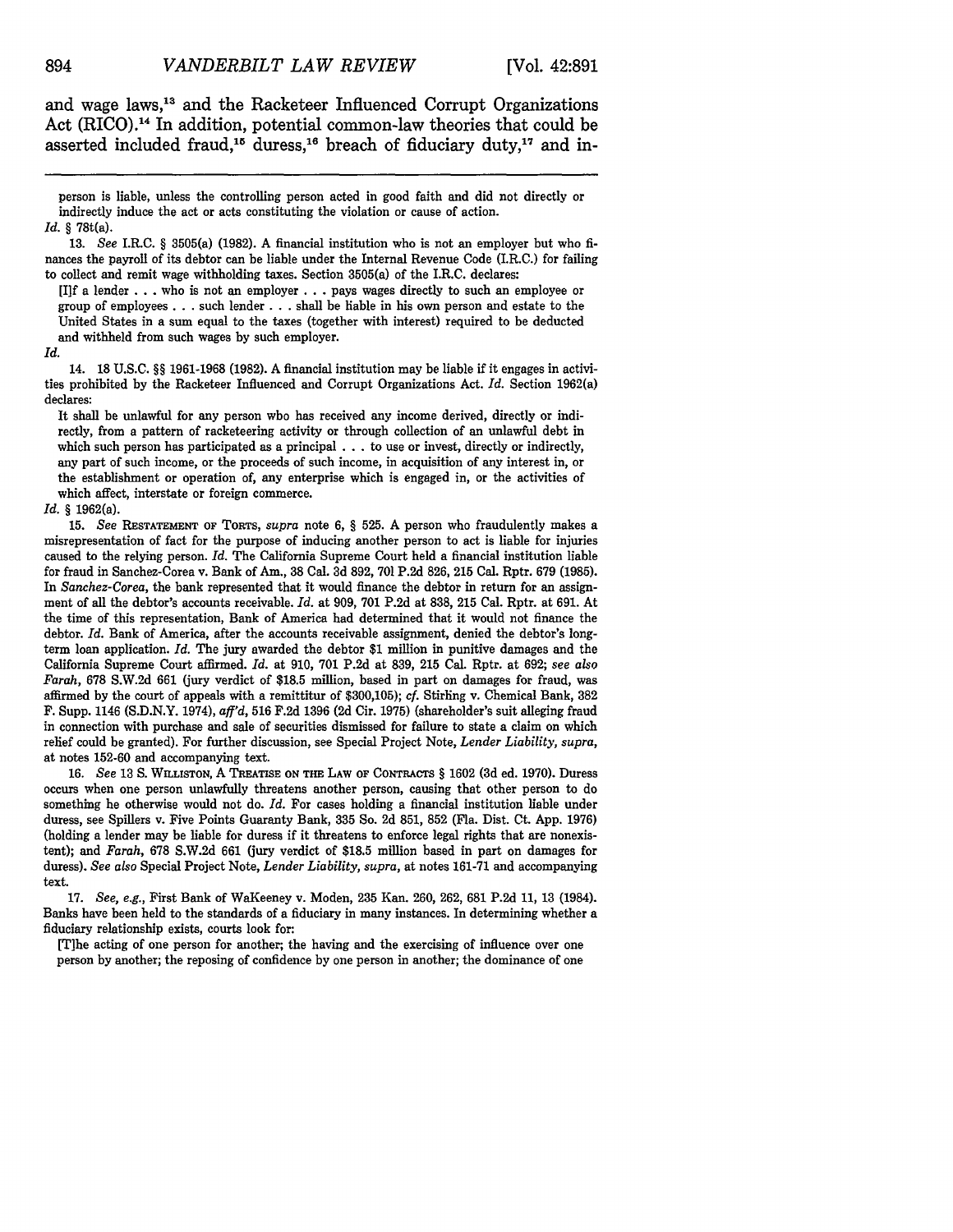and wage laws,[13] and the Racketeer Influenced Corrupt Organizations Act (RICO).[14] In addition, potential common-law theories that could be asserted included fraud,[15] duress,[16] breach of fiduciary duty,[17] and in-

---

person is liable, unless the controlling person acted in good faith and did not directly or indirectly induce the act or acts constituting the violation or cause of action.

*Id.* § 78t(a).

13. *See* I.R.C. § 3505(a) (1982). A financial institution who is not an employer but who finances the payroll of its debtor can be liable under the Internal Revenue Code (I.R.C.) for failing to collect and remit wage withholding taxes. Section 3505(a) of the I.R.C. declares:

> [I]f a lender . . . who is not an employer . . . pays wages directly to such an employee or group of employees . . . such lender . . . shall be liable in his own person and estate to the United States in a sum equal to the taxes (together with interest) required to be deducted and withheld from such wages by such employer.

*Id.*

14. 18 U.S.C. §§ 1961-1968 (1982). A financial institution may be liable if it engages in activities prohibited by the Racketeer Influenced and Corrupt Organizations Act. *Id.* Section 1962(a) declares:

> It shall be unlawful for any person who has received any income derived, directly or indirectly, from a pattern of racketeering activity or through collection of an unlawful debt in which such person has participated as a principal . . . to use or invest, directly or indirectly, any part of such income, or the proceeds of such income, in acquisition of any interest in, or the establishment or operation of, any enterprise which is engaged in, or the activities of which affect, interstate or foreign commerce.

*Id.* § 1962(a).

15. *See* RESTATEMENT OF TORTS, *supra* note 6, § 525. A person who fraudulently makes a misrepresentation of fact for the purpose of inducing another person to act is liable for injuries caused to the relying person. *Id.* The California Supreme Court held a financial institution liable for fraud in Sanchez-Corea v. Bank of Am., 38 Cal. 3d 892, 701 P.2d 826, 215 Cal. Rptr. 679 (1985). In *Sanchez-Corea*, the bank represented that it would finance the debtor in return for an assignment of all the debtor's accounts receivable. *Id.* at 909, 701 P.2d at 838, 215 Cal. Rptr. at 691. At the time of this representation, Bank of America had determined that it would not finance the debtor. *Id.* Bank of America, after the accounts receivable assignment, denied the debtor's long-term loan application. *Id.* The jury awarded the debtor $1 million in punitive damages and the California Supreme Court affirmed. *Id.* at 910, 701 P.2d at 839, 215 Cal. Rptr. at 692; *see also Farah*, 678 S.W.2d 661 (jury verdict of $18.5 million, based in part on damages for fraud, was affirmed by the court of appeals with a remittitur of $300,105); *cf.* Stirling v. Chemical Bank, 382 F. Supp. 1146 (S.D.N.Y. 1974), *aff'd*, 516 F.2d 1396 (2d Cir. 1975) (shareholder's suit alleging fraud in connection with purchase and sale of securities dismissed for failure to state a claim on which relief could be granted). For further discussion, see Special Project Note, *Lender Liability, supra*, at notes 152-60 and accompanying text.

16. *See* 13 S. WILLISTON, A TREATISE ON THE LAW OF CONTRACTS § 1602 (3d ed. 1970). Duress occurs when one person unlawfully threatens another person, causing that other person to do something he otherwise would not do. *Id.* For cases holding a financial institution liable under duress, see Spillers v. Five Points Guaranty Bank, 335 So. 2d 851, 852 (Fla. Dist. Ct. App. 1976) (holding a lender may be liable for duress if it threatens to enforce legal rights that are nonexistent); and *Farah*, 678 S.W.2d 661 (jury verdict of $18.5 million based in part on damages for duress). *See also* Special Project Note, *Lender Liability, supra*, at notes 161-71 and accompanying text.

17. *See, e.g.*, First Bank of WaKeeney v. Moden, 235 Kan. 260, 262, 681 P.2d 11, 13 (1984). Banks have been held to the standards of a fiduciary in many instances. In determining whether a fiduciary relationship exists, courts look for:

> [T]he acting of one person for another; the having and the exercising of influence over one person by another; the reposing of confidence by one person in another; the dominance of one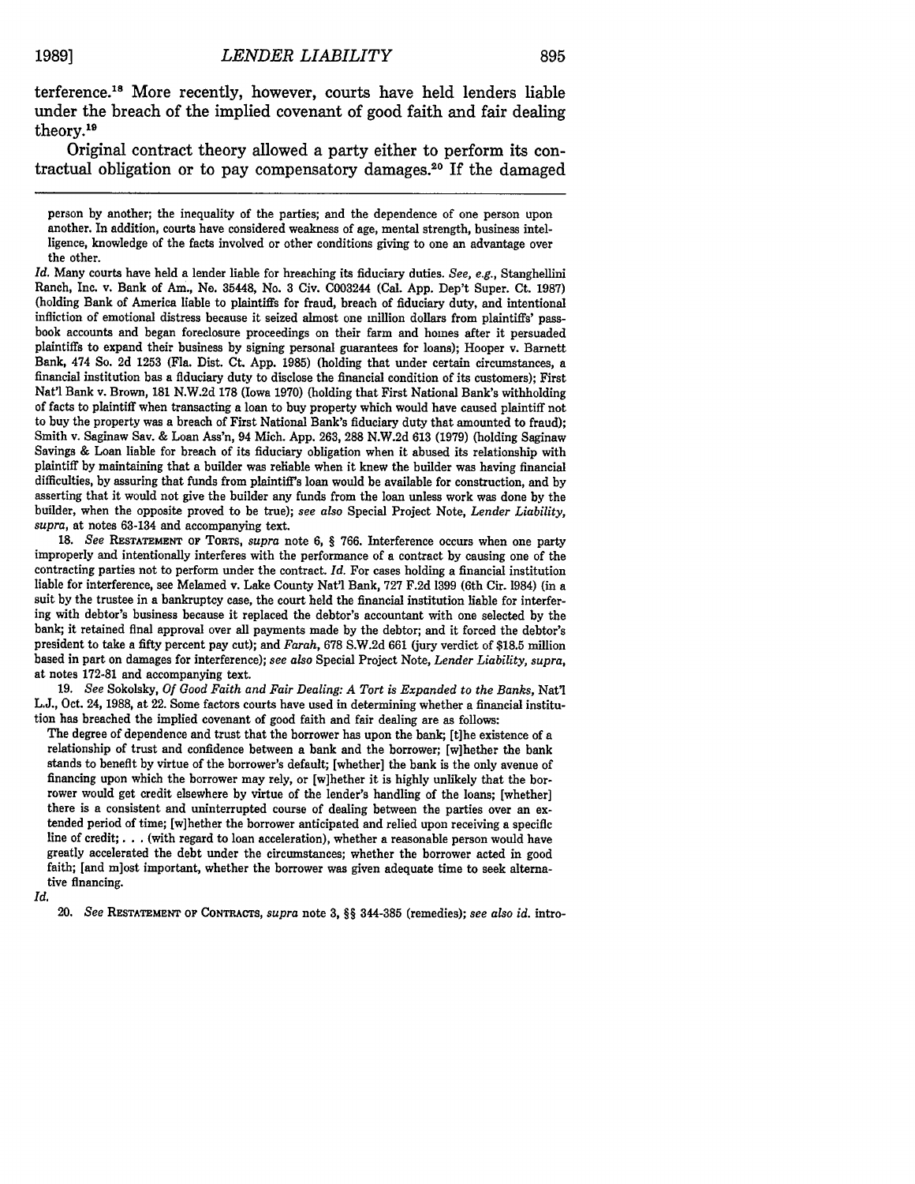terference.[18] More recently, however, courts have held lenders liable under the breach of the implied covenant of good faith and fair dealing theory.[19]

Original contract theory allowed a party either to perform its contractual obligation or to pay compensatory damages.[20] If the damaged

---

person by another; the inequality of the parties; and the dependence of one person upon another. In addition, courts have considered weakness of age, mental strength, business intelligence, knowledge of the facts involved or other conditions giving to one an advantage over the other.

*Id.* Many courts have held a lender liable for breaching its fiduciary duties. *See, e.g.,* Stanghellini Ranch, Inc. v. Bank of Am., No. 35448, No. 3 Civ. C003244 (Cal. App. Dep't Super. Ct. 1987) (holding Bank of America liable to plaintiffs for fraud, breach of fiduciary duty, and intentional infliction of emotional distress because it seized almost one million dollars from plaintiffs' passbook accounts and began foreclosure proceedings on their farm and homes after it persuaded plaintiffs to expand their business by signing personal guarantees for loans); Hooper v. Barnett Bank, 474 So. 2d 1253 (Fla. Dist. Ct. App. 1985) (holding that under certain circumstances, a financial institution has a fiduciary duty to disclose the financial condition of its customers); First Nat'l Bank v. Brown, 181 N.W.2d 178 (Iowa 1970) (holding that First National Bank's withholding of facts to plaintiff when transacting a loan to buy property which would have caused plaintiff not to buy the property was a breach of First National Bank's fiduciary duty that amounted to fraud); Smith v. Saginaw Sav. & Loan Ass'n, 94 Mich. App. 263, 288 N.W.2d 613 (1979) (holding Saginaw Savings & Loan liable for breach of its fiduciary obligation when it abused its relationship with plaintiff by maintaining that a builder was reliable when it knew the builder was having financial difficulties, by assuring that funds from plaintiff's loan would be available for construction, and by asserting that it would not give the builder any funds from the loan unless work was done by the builder, when the opposite proved to be true); *see also* Special Project Note, *Lender Liability, supra,* at notes 63-134 and accompanying text.

18. *See* RESTATEMENT OF TORTS, *supra* note 6, § 766. Interference occurs when one party improperly and intentionally interferes with the performance of a contract by causing one of the contracting parties not to perform under the contract. *Id.* For cases holding a financial institution liable for interference, see Melamed v. Lake County Nat'l Bank, 727 F.2d 1399 (6th Cir. 1984) (in a suit by the trustee in a bankruptcy case, the court held the financial institution liable for interfering with debtor's business because it replaced the debtor's accountant with one selected by the bank; it retained final approval over all payments made by the debtor; and it forced the debtor's president to take a fifty percent pay cut); and *Farah,* 678 S.W.2d 661 (jury verdict of $18.5 million based in part on damages for interference); *see also* Special Project Note, *Lender Liability, supra,* at notes 172-81 and accompanying text.

19. *See* Sokolsky, *Of Good Faith and Fair Dealing: A Tort is Expanded to the Banks,* Nat'l L.J., Oct. 24, 1988, at 22. Some factors courts have used in determining whether a financial institution has breached the implied covenant of good faith and fair dealing are as follows:

> The degree of dependence and trust that the borrower has upon the bank; [t]he existence of a relationship of trust and confidence between a bank and the borrower; [w]hether the bank stands to benefit by virtue of the borrower's default; [whether] the bank is the only avenue of financing upon which the borrower may rely, or [w]hether it is highly unlikely that the borrower would get credit elsewhere by virtue of the lender's handling of the loans; [whether] there is a consistent and uninterrupted course of dealing between the parties over an extended period of time; [w]hether the borrower anticipated and relied upon receiving a specific line of credit; . . . (with regard to loan acceleration), whether a reasonable person would have greatly accelerated the debt under the circumstances; whether the borrower acted in good faith; [and m]ost important, whether the borrower was given adequate time to seek alternative financing.

*Id.*

20. *See* RESTATEMENT OF CONTRACTS, *supra* note 3, §§ 344-385 (remedies); *see also id.* intro-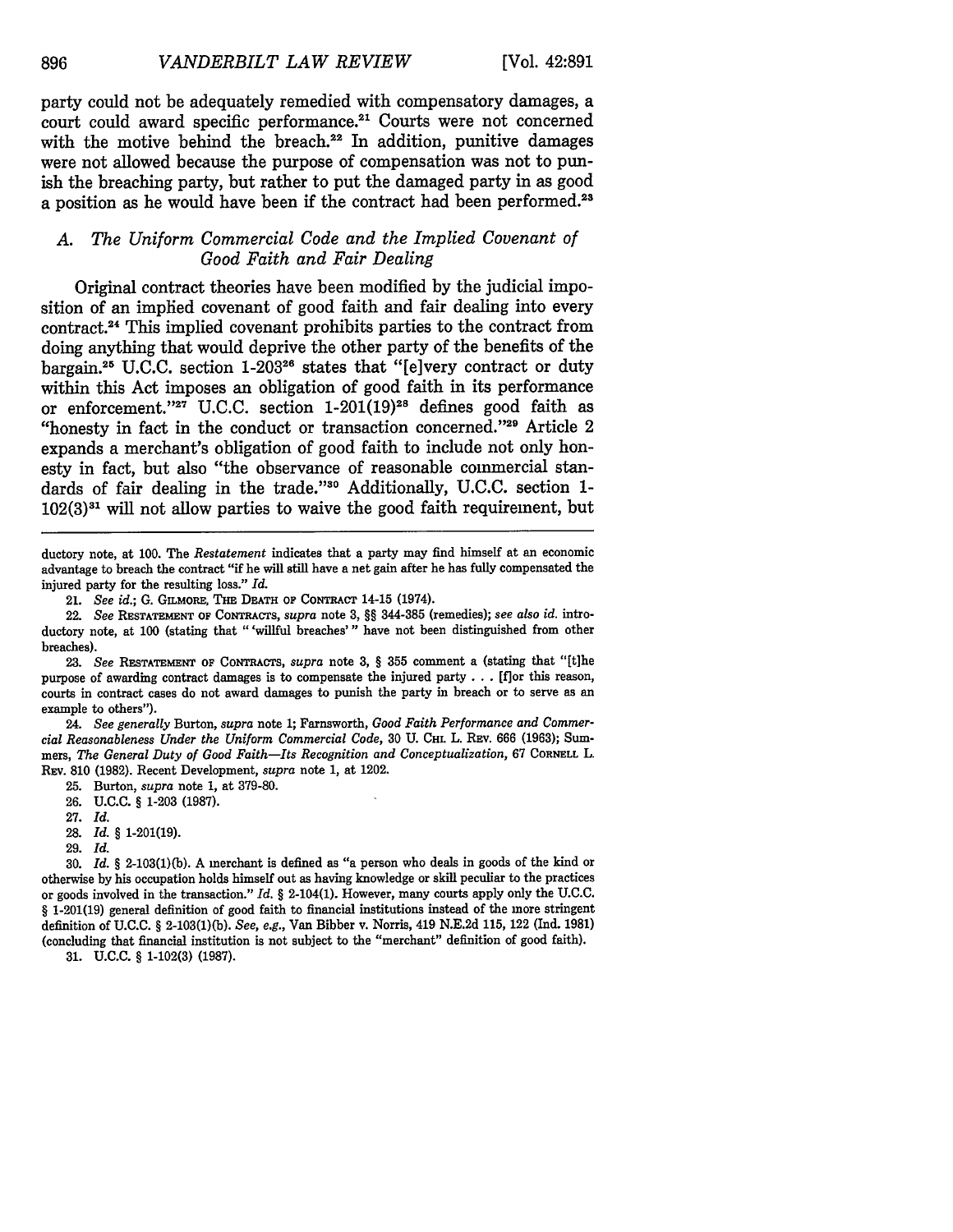party could not be adequately remedied with compensatory damages, a court could award specific performance.[21] Courts were not concerned with the motive behind the breach.[22] In addition, punitive damages were not allowed because the purpose of compensation was not to punish the breaching party, but rather to put the damaged party in as good a position as he would have been if the contract had been performed.[23]

### A. *The Uniform Commercial Code and the Implied Covenant of Good Faith and Fair Dealing*

Original contract theories have been modified by the judicial imposition of an implied covenant of good faith and fair dealing into every contract.[24] This implied covenant prohibits parties to the contract from doing anything that would deprive the other party of the benefits of the bargain.[25] U.C.C. section 1-203[26] states that "[e]very contract or duty within this Act imposes an obligation of good faith in its performance or enforcement."[27] U.C.C. section 1-201(19)[28] defines good faith as "honesty in fact in the conduct or transaction concerned."[29] Article 2 expands a merchant's obligation of good faith to include not only honesty in fact, but also "the observance of reasonable commercial standards of fair dealing in the trade."[30] Additionally, U.C.C. section 1-102(3)[31] will not allow parties to waive the good faith requirement, but

---

ductory note, at 100. The *Restatement* indicates that a party may find himself at an economic advantage to breach the contract "if he will still have a net gain after he has fully compensated the injured party for the resulting loss." *Id.*

21. *See id.*; G. GILMORE, THE DEATH OF CONTRACT 14-15 (1974).

22. *See* RESTATEMENT OF CONTRACTS, *supra* note 3, §§ 344-385 (remedies); *see also id.* introductory note, at 100 (stating that " 'willful breaches' " have not been distinguished from other breaches).

23. *See* RESTATEMENT OF CONTRACTS, *supra* note 3, § 355 comment a (stating that "[t]he purpose of awarding contract damages is to compensate the injured party . . . [f]or this reason, courts in contract cases do not award damages to punish the party in breach or to serve as an example to others").

24. *See generally* Burton, *supra* note 1; Farnsworth, *Good Faith Performance and Commercial Reasonableness Under the Uniform Commercial Code*, 30 U. CHI. L. REV. 666 (1963); Summers, *The General Duty of Good Faith—Its Recognition and Conceptualization*, 67 CORNELL L. REV. 810 (1982). Recent Development, *supra* note 1, at 1202.

25. Burton, *supra* note 1, at 379-80.

26. U.C.C. § 1-203 (1987).

27. *Id.*

28. *Id.* § 1-201(19).

29. *Id.*

30. *Id.* § 2-103(1)(b). A merchant is defined as "a person who deals in goods of the kind or otherwise by his occupation holds himself out as having knowledge or skill peculiar to the practices or goods involved in the transaction." *Id.* § 2-104(1). However, many courts apply only the U.C.C. § 1-201(19) general definition of good faith to financial institutions instead of the more stringent definition of U.C.C. § 2-103(1)(b). *See, e.g.*, Van Bibber v. Norris, 419 N.E.2d 115, 122 (Ind. 1981) (concluding that financial institution is not subject to the "merchant" definition of good faith).

31. U.C.C. § 1-102(3) (1987).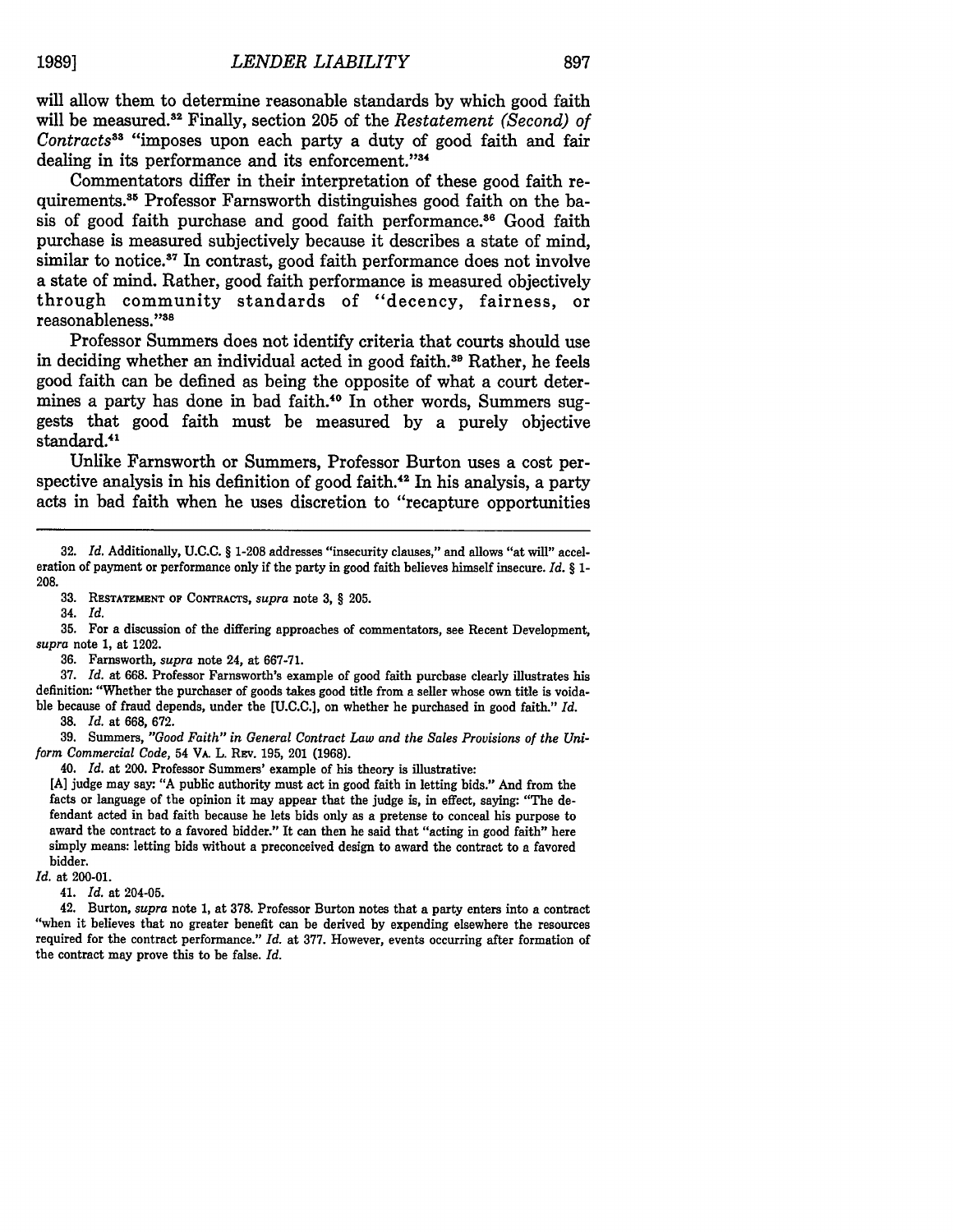will allow them to determine reasonable standards by which good faith will be measured.[32] Finally, section 205 of the *Restatement (Second) of Contracts*[33] "imposes upon each party a duty of good faith and fair dealing in its performance and its enforcement."[34]

Commentators differ in their interpretation of these good faith requirements.[35] Professor Farnsworth distinguishes good faith on the basis of good faith purchase and good faith performance.[36] Good faith purchase is measured subjectively because it describes a state of mind, similar to notice.[37] In contrast, good faith performance does not involve a state of mind. Rather, good faith performance is measured objectively through community standards of "decency, fairness, or reasonableness."[38]

Professor Summers does not identify criteria that courts should use in deciding whether an individual acted in good faith.[39] Rather, he feels good faith can be defined as being the opposite of what a court determines a party has done in bad faith.[40] In other words, Summers suggests that good faith must be measured by a purely objective standard.[41]

Unlike Farnsworth or Summers, Professor Burton uses a cost perspective analysis in his definition of good faith.[42] In his analysis, a party acts in bad faith when he uses discretion to "recapture opportunities

---

32. *Id.* Additionally, U.C.C. § 1-208 addresses "insecurity clauses," and allows "at will" acceleration of payment or performance only if the party in good faith believes himself insecure. *Id.* § 1-208.

33. RESTATEMENT OF CONTRACTS, *supra* note 3, § 205.

34. *Id.*

35. For a discussion of the differing approaches of commentators, see Recent Development, *supra* note 1, at 1202.

36. Farnsworth, *supra* note 24, at 667-71.

37. *Id.* at 668. Professor Farnsworth's example of good faith purchase clearly illustrates his definition: "Whether the purchaser of goods takes good title from a seller whose own title is voidable because of fraud depends, under the [U.C.C.], on whether he purchased in good faith." *Id.*

38. *Id.* at 668, 672.

39. Summers, *"Good Faith" in General Contract Law and the Sales Provisions of the Uniform Commercial Code*, 54 VA. L. REV. 195, 201 (1968).

40. *Id.* at 200. Professor Summers' example of his theory is illustrative:

> [A] judge may say: "A public authority must act in good faith in letting bids." And from the facts or language of the opinion it may appear that the judge is, in effect, saying: "The defendant acted in bad faith because he lets bids only as a pretense to conceal his purpose to award the contract to a favored bidder." It can then he said that "acting in good faith" here simply means: letting bids without a preconceived design to award the contract to a favored bidder.

*Id.* at 200-01.

41. *Id.* at 204-05.

42. Burton, *supra* note 1, at 378. Professor Burton notes that a party enters into a contract "when it believes that no greater benefit can be derived by expending elsewhere the resources required for the contract performance." *Id.* at 377. However, events occurring after formation of the contract may prove this to be false. *Id.*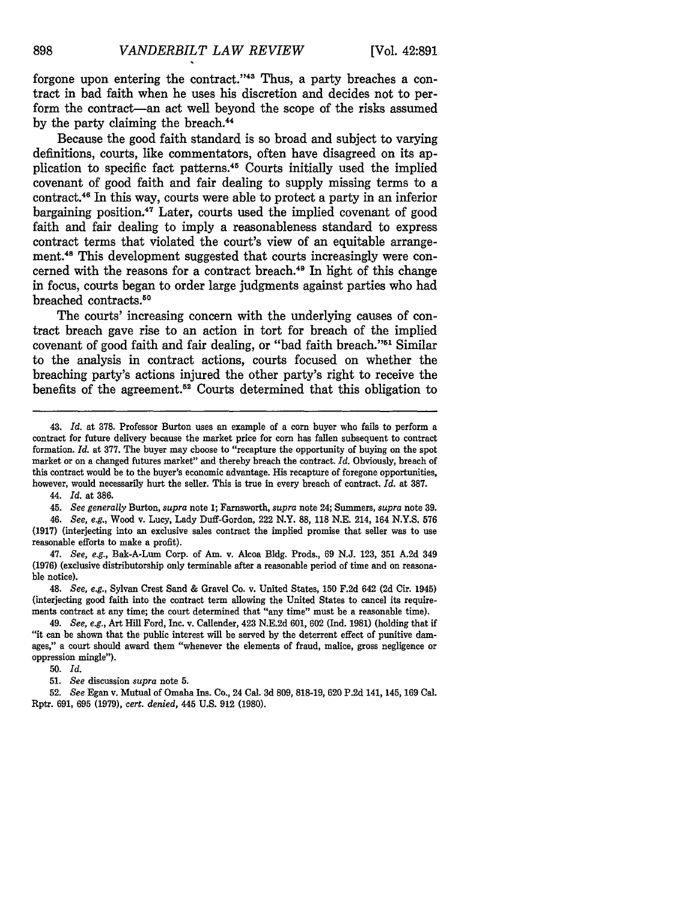forgone upon entering the contract."[43] Thus, a party breaches a contract in bad faith when he uses his discretion and decides not to perform the contract—an act well beyond the scope of the risks assumed by the party claiming the breach.[44]

Because the good faith standard is so broad and subject to varying definitions, courts, like commentators, often have disagreed on its application to specific fact patterns.[45] Courts initially used the implied covenant of good faith and fair dealing to supply missing terms to a contract.[46] In this way, courts were able to protect a party in an inferior bargaining position.[47] Later, courts used the implied covenant of good faith and fair dealing to imply a reasonableness standard to express contract terms that violated the court's view of an equitable arrangement.[48] This development suggested that courts increasingly were concerned with the reasons for a contract breach.[49] In light of this change in focus, courts began to order large judgments against parties who had breached contracts.[50]

The courts' increasing concern with the underlying causes of contract breach gave rise to an action in tort for breach of the implied covenant of good faith and fair dealing, or "bad faith breach."[51] Similar to the analysis in contract actions, courts focused on whether the breaching party's actions injured the other party's right to receive the benefits of the agreement.[52] Courts determined that this obligation to

---

43. *Id.* at 378. Professor Burton uses an example of a corn buyer who fails to perform a contract for future delivery because the market price for corn has fallen subsequent to contract formation. *Id.* at 377. The buyer may choose to "recapture the opportunity of buying on the spot market or on a changed futures market" and thereby breach the contract. *Id.* Obviously, breach of this contract would be to the buyer's economic advantage. His recapture of foregone opportunities, however, would necessarily hurt the seller. This is true in every breach of contract. *Id.* at 387.

44. *Id.* at 386.

45. *See generally* Burton, *supra* note 1; Farnsworth, *supra* note 24; Summers, *supra* note 39.

46. *See, e.g.*, Wood v. Lucy, Lady Duff-Gordon, 222 N.Y. 88, 118 N.E. 214, 164 N.Y.S. 576 (1917) (interjecting into an exclusive sales contract the implied promise that seller was to use reasonable efforts to make a profit).

47. *See, e.g.*, Bak-A-Lum Corp. of Am. v. Alcoa Bldg. Prods., 69 N.J. 123, 351 A.2d 349 (1976) (exclusive distributorship only terminable after a reasonable period of time and on reasonable notice).

48. *See, e.g.*, Sylvan Crest Sand & Gravel Co. v. United States, 150 F.2d 642 (2d Cir. 1945) (interjecting good faith into the contract term allowing the United States to cancel its requirements contract at any time; the court determined that "any time" must be a reasonable time).

49. *See, e.g.*, Art Hill Ford, Inc. v. Callender, 423 N.E.2d 601, 602 (Ind. 1981) (holding that if "it can be shown that the public interest will be served by the deterrent effect of punitive damages," a court should award them "whenever the elements of fraud, malice, gross negligence or oppression mingle").

50. *Id.*

51. *See* discussion *supra* note 5.

52. *See* Egan v. Mutual of Omaha Ins. Co., 24 Cal. 3d 809, 818-19, 620 P.2d 141, 145, 169 Cal. Rptr. 691, 695 (1979), *cert. denied*, 445 U.S. 912 (1980).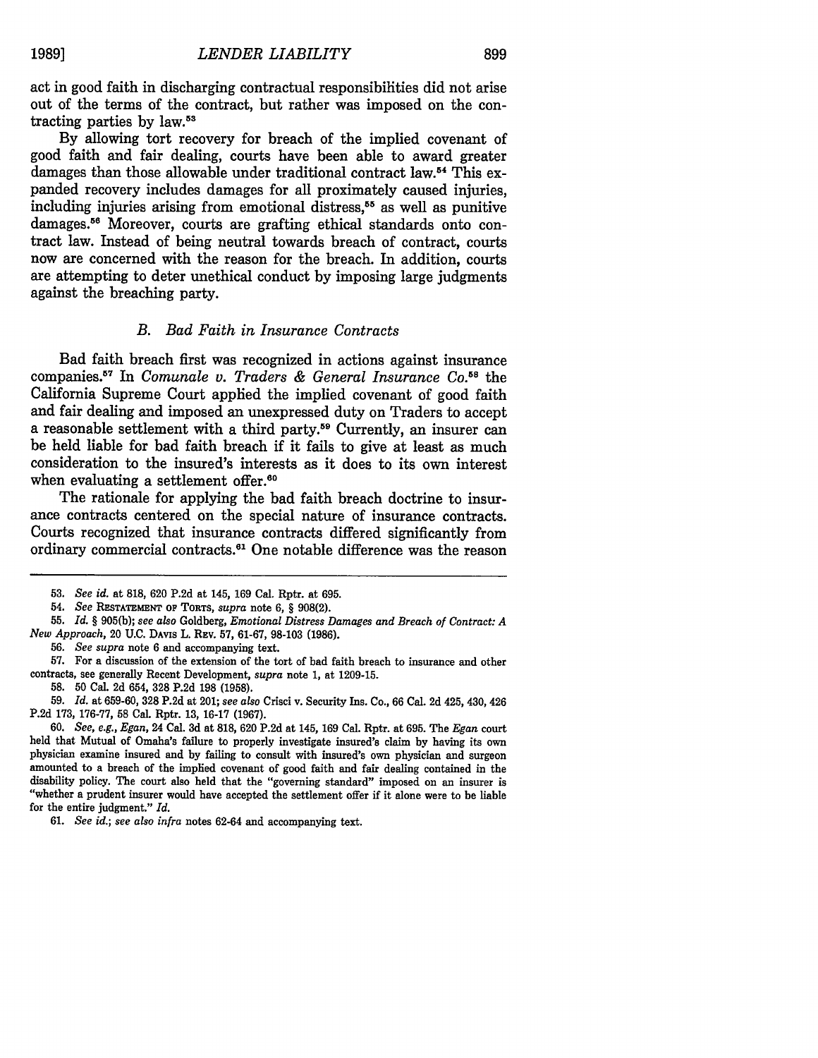act in good faith in discharging contractual responsibilities did not arise out of the terms of the contract, but rather was imposed on the contracting parties by law.[53]

By allowing tort recovery for breach of the implied covenant of good faith and fair dealing, courts have been able to award greater damages than those allowable under traditional contract law.[54] This expanded recovery includes damages for all proximately caused injuries, including injuries arising from emotional distress,[55] as well as punitive damages.[56] Moreover, courts are grafting ethical standards onto contract law. Instead of being neutral towards breach of contract, courts now are concerned with the reason for the breach. In addition, courts are attempting to deter unethical conduct by imposing large judgments against the breaching party.

### *B. Bad Faith in Insurance Contracts*

Bad faith breach first was recognized in actions against insurance companies.[57] In *Comunale v. Traders & General Insurance Co.*[58] the California Supreme Court applied the implied covenant of good faith and fair dealing and imposed an unexpressed duty on Traders to accept a reasonable settlement with a third party.[59] Currently, an insurer can be held liable for bad faith breach if it fails to give at least as much consideration to the insured's interests as it does to its own interest when evaluating a settlement offer.[60]

The rationale for applying the bad faith breach doctrine to insurance contracts centered on the special nature of insurance contracts. Courts recognized that insurance contracts differed significantly from ordinary commercial contracts.[61] One notable difference was the reason

---

53. *See id.* at 818, 620 P.2d at 145, 169 Cal. Rptr. at 695.

54. *See* RESTATEMENT OF TORTS, *supra* note 6, § 908(2).

55. *Id.* § 905(b); *see also* Goldberg, *Emotional Distress Damages and Breach of Contract: A New Approach*, 20 U.C. DAVIS L. REV. 57, 61-67, 98-103 (1986).

56. *See supra* note 6 and accompanying text.

57. For a discussion of the extension of the tort of bad faith breach to insurance and other contracts, see generally Recent Development, *supra* note 1, at 1209-15.

58. 50 Cal. 2d 654, 328 P.2d 198 (1958).

59. *Id.* at 659-60, 328 P.2d at 201; *see also* Crisci v. Security Ins. Co., 66 Cal. 2d 425, 430, 426 P.2d 173, 176-77, 58 Cal. Rptr. 13, 16-17 (1967).

60. *See, e.g., Egan*, 24 Cal. 3d at 818, 620 P.2d at 145, 169 Cal. Rptr. at 695. The *Egan* court held that Mutual of Omaha's failure to properly investigate insured's claim by having its own physician examine insured and by failing to consult with insured's own physician and surgeon amounted to a breach of the implied covenant of good faith and fair dealing contained in the disability policy. The court also held that the "governing standard" imposed on an insurer is "whether a prudent insurer would have accepted the settlement offer if it alone were to be liable for the entire judgment." *Id.*

61. *See id.*; *see also infra* notes 62-64 and accompanying text.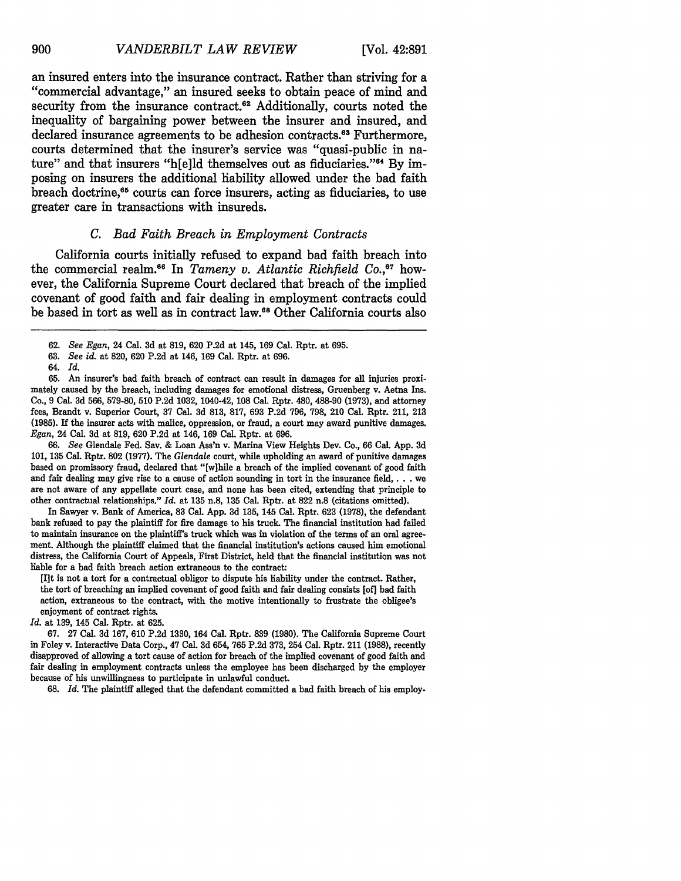an insured enters into the insurance contract. Rather than striving for a "commercial advantage," an insured seeks to obtain peace of mind and security from the insurance contract.[62] Additionally, courts noted the inequality of bargaining power between the insurer and insured, and declared insurance agreements to be adhesion contracts.[63] Furthermore, courts determined that the insurer's service was "quasi-public in nature" and that insurers "h[e]ld themselves out as fiduciaries."[64] By imposing on insurers the additional liability allowed under the bad faith breach doctrine,[65] courts can force insurers, acting as fiduciaries, to use greater care in transactions with insureds.

### *C. Bad Faith Breach in Employment Contracts*

California courts initially refused to expand bad faith breach into the commercial realm.[66] In *Tameny v. Atlantic Richfield Co.*,[67] however, the California Supreme Court declared that breach of the implied covenant of good faith and fair dealing in employment contracts could be based in tort as well as in contract law.[68] Other California courts also

---

62. *See Egan*, 24 Cal. 3d at 819, 620 P.2d at 145, 169 Cal. Rptr. at 695.

63. *See id.* at 820, 620 P.2d at 146, 169 Cal. Rptr. at 696.

64. *Id.*

65. An insurer's bad faith breach of contract can result in damages for all injuries proximately caused by the breach, including damages for emotional distress, Gruenberg v. Aetna Ins. Co., 9 Cal. 3d 566, 579-80, 510 P.2d 1032, 1040-42, 108 Cal. Rptr. 480, 488-90 (1973), and attorney fees, Brandt v. Superior Court, 37 Cal. 3d 813, 817, 693 P.2d 796, 798, 210 Cal. Rptr. 211, 213 (1985). If the insurer acts with malice, oppression, or fraud, a court may award punitive damages. *Egan*, 24 Cal. 3d at 819, 620 P.2d at 146, 169 Cal. Rptr. at 696.

66. *See* Glendale Fed. Sav. & Loan Ass'n v. Marina View Heights Dev. Co., 66 Cal. App. 3d 101, 135 Cal. Rptr. 802 (1977). The *Glendale* court, while upholding an award of punitive damages based on promissory fraud, declared that "[w]hile a breach of the implied covenant of good faith and fair dealing may give rise to a cause of action sounding in tort in the insurance field, . . . we are not aware of any appellate court case, and none has been cited, extending that principle to other contractual relationships." *Id.* at 135 n.8, 135 Cal. Rptr. at 822 n.8 (citations omitted).

In Sawyer v. Bank of America, 83 Cal. App. 3d 135, 145 Cal. Rptr. 623 (1978), the defendant bank refused to pay the plaintiff for fire damage to his truck. The financial institution had failed to maintain insurance on the plaintiff's truck which was in violation of the terms of an oral agreement. Although the plaintiff claimed that the financial institution's actions caused him emotional distress, the California Court of Appeals, First District, held that the financial institution was not liable for a bad faith breach action extraneous to the contract:

> [I]t is not a tort for a contractual obligor to dispute his liability under the contract. Rather, the tort of breaching an implied covenant of good faith and fair dealing consists [of] bad faith action, extraneous to the contract, with the motive intentionally to frustrate the obligee's enjoyment of contract rights.

*Id.* at 139, 145 Cal. Rptr. at 625.

67. 27 Cal. 3d 167, 610 P.2d 1330, 164 Cal. Rptr. 839 (1980). The California Supreme Court in Foley v. Interactive Data Corp., 47 Cal. 3d 654, 765 P.2d 373, 254 Cal. Rptr. 211 (1988), recently disapproved of allowing a tort cause of action for breach of the implied covenant of good faith and fair dealing in employment contracts unless the employee has been discharged by the employer because of his unwillingness to participate in unlawful conduct.

68. *Id.* The plaintiff alleged that the defendant committed a bad faith breach of his employ-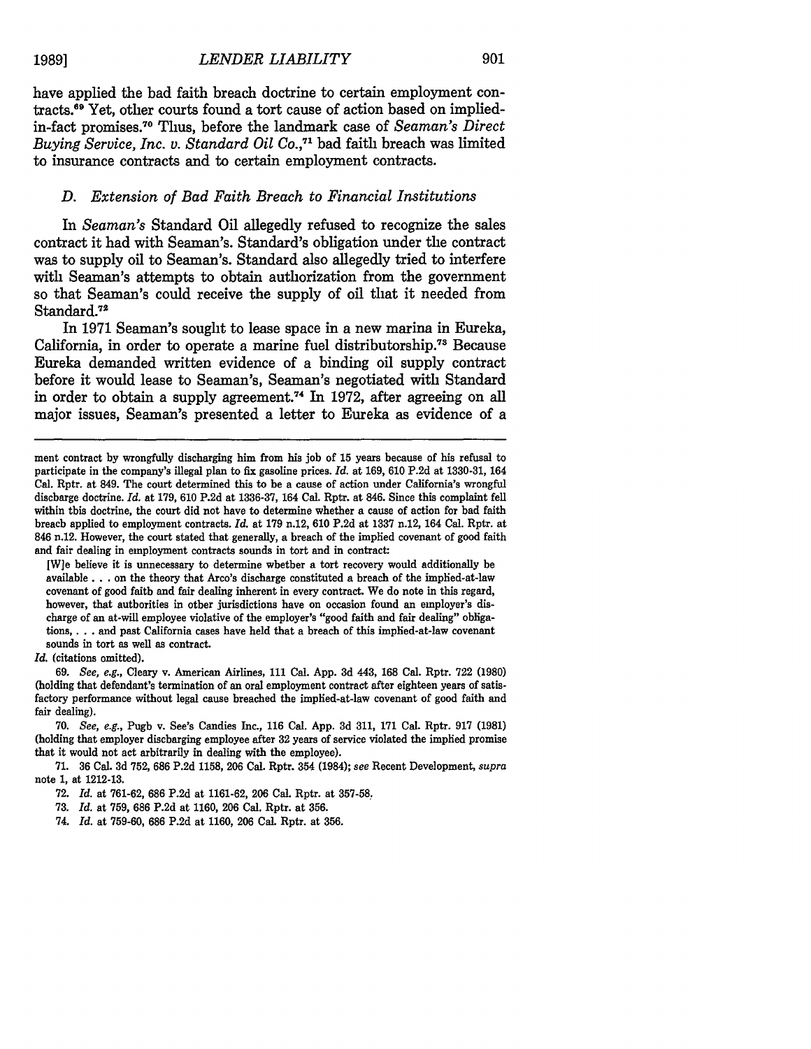have applied the bad faith breach doctrine to certain employment contracts.[69] Yet, other courts found a tort cause of action based on implied-in-fact promises.[70] Thus, before the landmark case of *Seaman's Direct Buying Service, Inc. v. Standard Oil Co.*,[71] bad faith breach was limited to insurance contracts and to certain employment contracts.

### *D. Extension of Bad Faith Breach to Financial Institutions*

In *Seaman's* Standard Oil allegedly refused to recognize the sales contract it had with Seaman's. Standard's obligation under the contract was to supply oil to Seaman's. Standard also allegedly tried to interfere with Seaman's attempts to obtain authorization from the government so that Seaman's could receive the supply of oil that it needed from Standard.[72]

In 1971 Seaman's sought to lease space in a new marina in Eureka, California, in order to operate a marine fuel distributorship.[73] Because Eureka demanded written evidence of a binding oil supply contract before it would lease to Seaman's, Seaman's negotiated with Standard in order to obtain a supply agreement.[74] In 1972, after agreeing on all major issues, Seaman's presented a letter to Eureka as evidence of a

---

ment contract by wrongfully discharging him from his job of 15 years because of his refusal to participate in the company's illegal plan to fix gasoline prices. *Id.* at 169, 610 P.2d at 1330-31, 164 Cal. Rptr. at 849. The court determined this to be a cause of action under California's wrongful discharge doctrine. *Id.* at 179, 610 P.2d at 1336-37, 164 Cal. Rptr. at 846. Since this complaint fell within this doctrine, the court did not have to determine whether a cause of action for bad faith breach applied to employment contracts. *Id.* at 179 n.12, 610 P.2d at 1337 n.12, 164 Cal. Rptr. at 846 n.12. However, the court stated that generally, a breach of the implied covenant of good faith and fair dealing in employment contracts sounds in tort and in contract:

> [W]e believe it is unnecessary to determine whether a tort recovery would additionally be available . . . on the theory that Arco's discharge constituted a breach of the implied-at-law covenant of good faith and fair dealing inherent in every contract. We do note in this regard, however, that authorities in other jurisdictions have on occasion found an employer's discharge of an at-will employee violative of the employer's "good faith and fair dealing" obligations, . . . and past California cases have held that a breach of this implied-at-law covenant sounds in tort as well as contract.

*Id.* (citations omitted).

69. *See, e.g.*, Cleary v. American Airlines, 111 Cal. App. 3d 443, 168 Cal. Rptr. 722 (1980) (holding that defendant's termination of an oral employment contract after eighteen years of satisfactory performance without legal cause breached the implied-at-law covenant of good faith and fair dealing).

70. *See, e.g.*, Pugh v. See's Candies Inc., 116 Cal. App. 3d 311, 171 Cal. Rptr. 917 (1981) (holding that employer discharging employee after 32 years of service violated the implied promise that it would not act arbitrarily in dealing with the employee).

71. 36 Cal. 3d 752, 686 P.2d 1158, 206 Cal. Rptr. 354 (1984); *see* Recent Development, *supra* note 1, at 1212-13.

72. *Id.* at 761-62, 686 P.2d at 1161-62, 206 Cal. Rptr. at 357-58.

73. *Id.* at 759, 686 P.2d at 1160, 206 Cal. Rptr. at 356.

74. *Id.* at 759-60, 686 P.2d at 1160, 206 Cal. Rptr. at 356.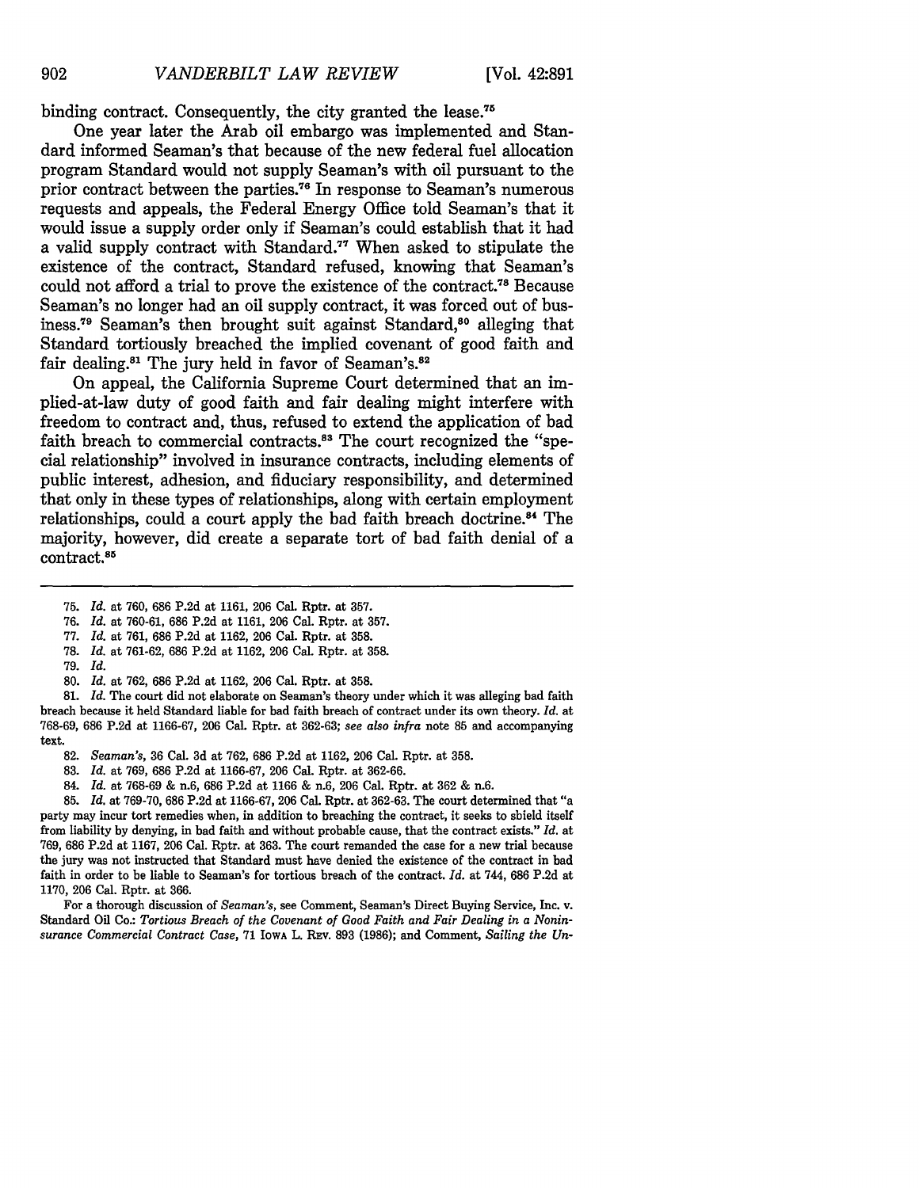binding contract. Consequently, the city granted the lease.[75]

One year later the Arab oil embargo was implemented and Standard informed Seaman's that because of the new federal fuel allocation program Standard would not supply Seaman's with oil pursuant to the prior contract between the parties.[76] In response to Seaman's numerous requests and appeals, the Federal Energy Office told Seaman's that it would issue a supply order only if Seaman's could establish that it had a valid supply contract with Standard.[77] When asked to stipulate the existence of the contract, Standard refused, knowing that Seaman's could not afford a trial to prove the existence of the contract.[78] Because Seaman's no longer had an oil supply contract, it was forced out of business.[79] Seaman's then brought suit against Standard,[80] alleging that Standard tortiously breached the implied covenant of good faith and fair dealing.[81] The jury held in favor of Seaman's.[82]

On appeal, the California Supreme Court determined that an implied-at-law duty of good faith and fair dealing might interfere with freedom to contract and, thus, refused to extend the application of bad faith breach to commercial contracts.[83] The court recognized the "special relationship" involved in insurance contracts, including elements of public interest, adhesion, and fiduciary responsibility, and determined that only in these types of relationships, along with certain employment relationships, could a court apply the bad faith breach doctrine.[84] The majority, however, did create a separate tort of bad faith denial of a contract.[85]

---

75. *Id.* at 760, 686 P.2d at 1161, 206 Cal. Rptr. at 357.

76. *Id.* at 760-61, 686 P.2d at 1161, 206 Cal. Rptr. at 357.

77. *Id.* at 761, 686 P.2d at 1162, 206 Cal. Rptr. at 358.

78. *Id.* at 761-62, 686 P.2d at 1162, 206 Cal. Rptr. at 358.

79. *Id.*

80. *Id.* at 762, 686 P.2d at 1162, 206 Cal. Rptr. at 358.

81. *Id.* The court did not elaborate on Seaman's theory under which it was alleging bad faith breach because it held Standard liable for bad faith breach of contract under its own theory. *Id.* at 768-69, 686 P.2d at 1166-67, 206 Cal. Rptr. at 362-63; *see also infra* note 85 and accompanying text.

82. *Seaman's*, 36 Cal. 3d at 762, 686 P.2d at 1162, 206 Cal. Rptr. at 358.

83. *Id.* at 769, 686 P.2d at 1166-67, 206 Cal. Rptr. at 362-66.

84. *Id.* at 768-69 & n.6, 686 P.2d at 1166 & n.6, 206 Cal. Rptr. at 362 & n.6.

85. *Id.* at 769-70, 686 P.2d at 1166-67, 206 Cal. Rptr. at 362-63. The court determined that "a party may incur tort remedies when, in addition to breaching the contract, it seeks to shield itself from liability by denying, in bad faith and without probable cause, that the contract exists." *Id.* at 769, 686 P.2d at 1167, 206 Cal. Rptr. at 363. The court remanded the case for a new trial because the jury was not instructed that Standard must have denied the existence of the contract in bad faith in order to be liable to Seaman's for tortious breach of the contract. *Id.* at 744, 686 P.2d at 1170, 206 Cal. Rptr. at 366.

For a thorough discussion of *Seaman's*, see Comment, Seaman's Direct Buying Service, Inc. v. Standard Oil Co.: *Tortious Breach of the Covenant of Good Faith and Fair Dealing in a Noninsurance Commercial Contract Case*, 71 IOWA L. REV. 893 (1986); and Comment, *Sailing the Un-*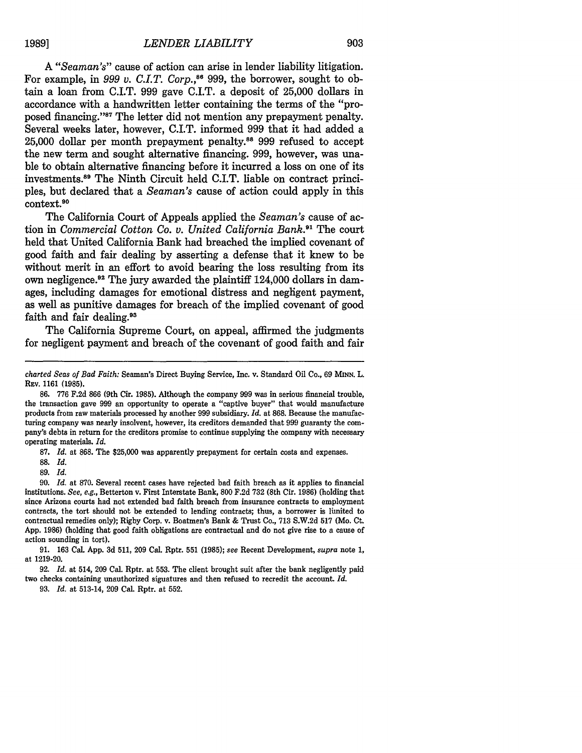A "*Seaman's*" cause of action can arise in lender liability litigation. For example, in *999 v. C.I.T. Corp.*,[86] 999, the borrower, sought to obtain a loan from C.I.T. 999 gave C.I.T. a deposit of 25,000 dollars in accordance with a handwritten letter containing the terms of the "proposed financing."[87] The letter did not mention any prepayment penalty. Several weeks later, however, C.I.T. informed 999 that it had added a 25,000 dollar per month prepayment penalty.[88] 999 refused to accept the new term and sought alternative financing. 999, however, was unable to obtain alternative financing before it incurred a loss on one of its investments.[89] The Ninth Circuit held C.I.T. liable on contract principles, but declared that a *Seaman's* cause of action could apply in this context.[90]

The California Court of Appeals applied the *Seaman's* cause of action in *Commercial Cotton Co. v. United California Bank*.[91] The court held that United California Bank had breached the implied covenant of good faith and fair dealing by asserting a defense that it knew to be without merit in an effort to avoid bearing the loss resulting from its own negligence.[92] The jury awarded the plaintiff 124,000 dollars in damages, including damages for emotional distress and negligent payment, as well as punitive damages for breach of the implied covenant of good faith and fair dealing.[93]

The California Supreme Court, on appeal, affirmed the judgments for negligent payment and breach of the covenant of good faith and fair

---

*charted Seas of Bad Faith:* Seaman's Direct Buying Service, Inc. v. Standard Oil Co., 69 MINN. L. REV. 1161 (1985).

86. 776 F.2d 866 (9th Cir. 1985). Although the company 999 was in serious financial trouble, the transaction gave 999 an opportunity to operate a "captive buyer" that would manufacture products from raw materials processed by another 999 subsidiary. *Id.* at 868. Because the manufacturing company was nearly insolvent, however, its creditors demanded that 999 guaranty the company's debts in return for the creditors promise to continue supplying the company with necessary operating materials. *Id.*

87. *Id.* at 868. The $25,000 was apparently prepayment for certain costs and expenses.

88. *Id.*

89. *Id.*

90. *Id.* at 870. Several recent cases have rejected bad faith breach as it applies to financial institutions. *See, e.g.*, Betterton v. First Interstate Bank, 800 F.2d 732 (8th Cir. 1986) (holding that since Arizona courts had not extended bad faith breach from insurance contracts to employment contracts, the tort should not be extended to lending contracts; thus, a borrower is limited to contractual remedies only); Rigby Corp. v. Boatmen's Bank & Trust Co., 713 S.W.2d 517 (Mo. Ct. App. 1986) (holding that good faith obligations are contractual and do not give rise to a cause of action sounding in tort).

91. 163 Cal. App. 3d 511, 209 Cal. Rptr. 551 (1985); *see* Recent Development, *supra* note 1, at 1219-20.

92. *Id.* at 514, 209 Cal. Rptr. at 553. The client brought suit after the bank negligently paid two checks containing unauthorized siguatures and then refused to recredit the account. *Id.*

93. *Id.* at 513-14, 209 Cal. Rptr. at 552.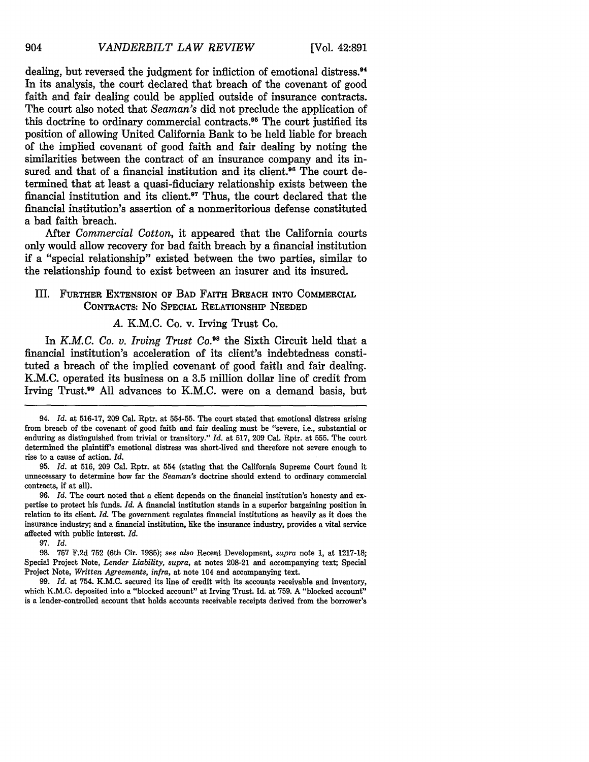dealing, but reversed the judgment for infliction of emotional distress.[94] In its analysis, the court declared that breach of the covenant of good faith and fair dealing could be applied outside of insurance contracts. The court also noted that *Seaman's* did not preclude the application of this doctrine to ordinary commercial contracts.[95] The court justified its position of allowing United California Bank to be held liable for breach of the implied covenant of good faith and fair dealing by noting the similarities between the contract of an insurance company and its insured and that of a financial institution and its client.[96] The court determined that at least a quasi-fiduciary relationship exists between the financial institution and its client.[97] Thus, the court declared that the financial institution's assertion of a nonmeritorious defense constituted a bad faith breach.

After *Commercial Cotton*, it appeared that the California courts only would allow recovery for bad faith breach by a financial institution if a "special relationship" existed between the two parties, similar to the relationship found to exist between an insurer and its insured.

## III. Further Extension of Bad Faith Breach into Commercial Contracts: No Special Relationship Needed

### A. K.M.C. Co. v. Irving Trust Co.

In *K.M.C. Co. v. Irving Trust Co.*[98] the Sixth Circuit held that a financial institution's acceleration of its client's indebtedness constituted a breach of the implied covenant of good faith and fair dealing. K.M.C. operated its business on a 3.5 million dollar line of credit from Irving Trust.[99] All advances to K.M.C. were on a demand basis, but

---

94. *Id.* at 516-17, 209 Cal. Rptr. at 554-55. The court stated that emotional distress arising from breach of the covenant of good faith and fair dealing must be "severe, i.e., substantial or enduring as distinguished from trivial or transitory." *Id.* at 517, 209 Cal. Rptr. at 555. The court determined the plaintiff's emotional distress was short-lived and therefore not severe enough to rise to a cause of action. *Id.*

95. *Id.* at 516, 209 Cal. Rptr. at 554 (stating that the California Supreme Court found it unnecessary to determine how far the *Seaman's* doctrine should extend to ordinary commercial contracts, if at all).

96. *Id.* The court noted that a client depends on the financial institution's honesty and expertise to protect his funds. *Id.* A financial institution stands in a superior bargaining position in relation to its client. *Id.* The government regulates financial institutions as heavily as it does the insurance industry; and a financial institution, like the insurance industry, provides a vital service affected with public interest. *Id.*

97. *Id.*

98. 757 F.2d 752 (6th Cir. 1985); *see also* Recent Development, *supra* note 1, at 1217-18; Special Project Note, *Lender Liability, supra*, at notes 208-21 and accompanying text; Special Project Note, *Written Agreements, infra*, at note 104 and accompanying text.

99. *Id.* at 754. K.M.C. secured its line of credit with its accounts receivable and inventory, which K.M.C. deposited into a "blocked account" at Irving Trust. Id. at 759. A "blocked account" is a lender-controlled account that holds accounts receivable receipts derived from the borrower's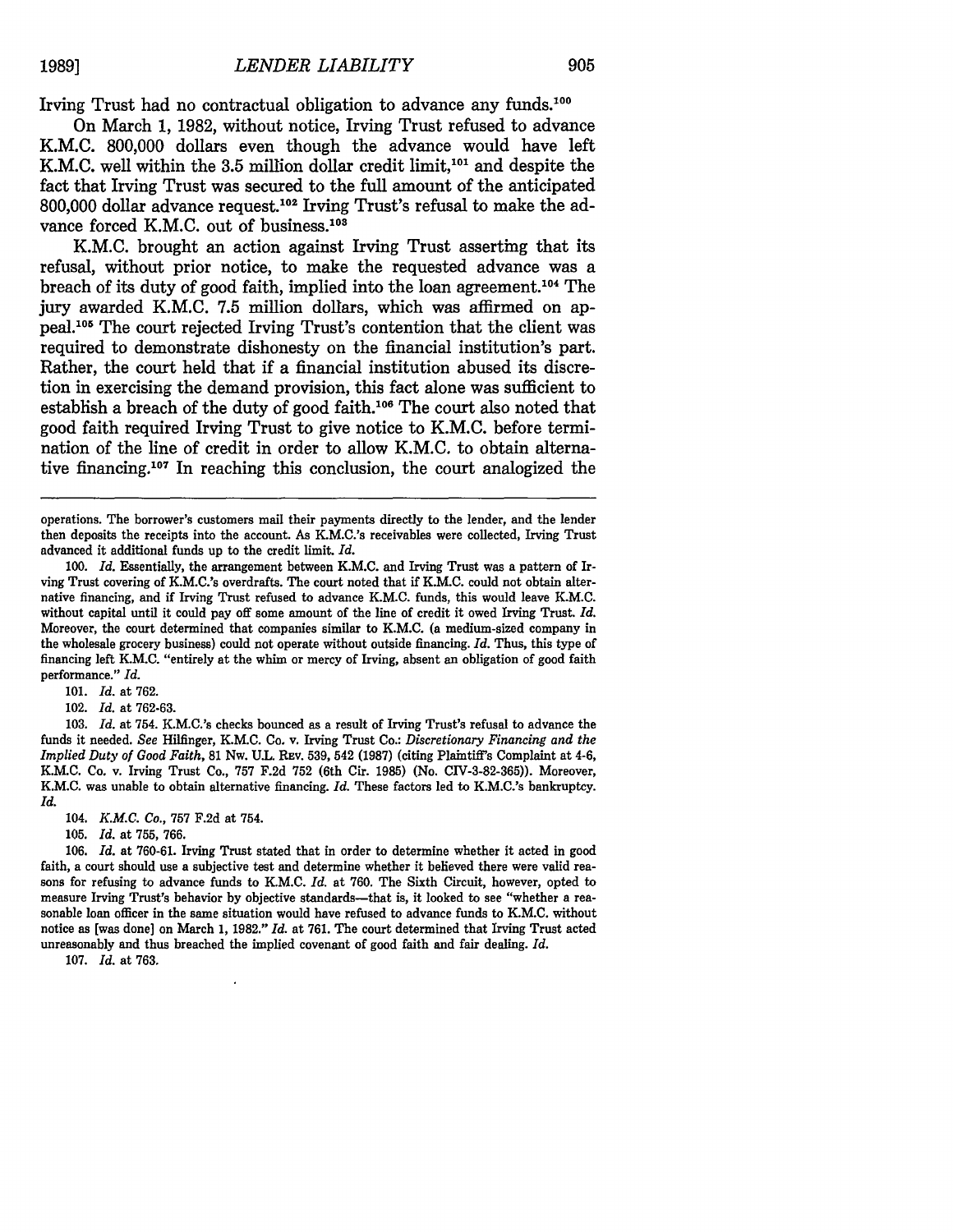Irving Trust had no contractual obligation to advance any funds.[100]

On March 1, 1982, without notice, Irving Trust refused to advance K.M.C. 800,000 dollars even though the advance would have left K.M.C. well within the 3.5 million dollar credit limit,[101] and despite the fact that Irving Trust was secured to the full amount of the anticipated 800,000 dollar advance request.[102] Irving Trust's refusal to make the advance forced K.M.C. out of business.[103]

K.M.C. brought an action against Irving Trust asserting that its refusal, without prior notice, to make the requested advance was a breach of its duty of good faith, implied into the loan agreement.[104] The jury awarded K.M.C. 7.5 million dollars, which was affirmed on appeal.[105] The court rejected Irving Trust's contention that the client was required to demonstrate dishonesty on the financial institution's part. Rather, the court held that if a financial institution abused its discretion in exercising the demand provision, this fact alone was sufficient to establish a breach of the duty of good faith.[106] The court also noted that good faith required Irving Trust to give notice to K.M.C. before termination of the line of credit in order to allow K.M.C. to obtain alternative financing.[107] In reaching this conclusion, the court analogized the

---

operations. The borrower's customers mail their payments directly to the lender, and the lender then deposits the receipts into the account. As K.M.C.'s receivables were collected, Irving Trust advanced it additional funds up to the credit limit. *Id.*

100. *Id.* Essentially, the arrangement between K.M.C. and Irving Trust was a pattern of Irving Trust covering of K.M.C.'s overdrafts. The court noted that if K.M.C. could not obtain alternative financing, and if Irving Trust refused to advance K.M.C. funds, this would leave K.M.C. without capital until it could pay off some amount of the line of credit it owed Irving Trust. *Id.* Moreover, the court determined that companies similar to K.M.C. (a medium-sized company in the wholesale grocery business) could not operate without outside financing. *Id.* Thus, this type of financing left K.M.C. "entirely at the whim or mercy of Irving, absent an obligation of good faith performance." *Id.*

101. *Id.* at 762.

102. *Id.* at 762-63.

103. *Id.* at 754. K.M.C.'s checks bounced as a result of Irving Trust's refusal to advance the funds it needed. *See* Hilfinger, K.M.C. Co. v. Irving Trust Co.: *Discretionary Financing and the Implied Duty of Good Faith*, 81 Nw. U.L. Rev. 539, 542 (1987) (citing Plaintiff's Complaint at 4-6, K.M.C. Co. v. Irving Trust Co., 757 F.2d 752 (6th Cir. 1985) (No. CIV-3-82-365)). Moreover, K.M.C. was unable to obtain alternative financing. *Id.* These factors led to K.M.C.'s bankruptcy. *Id.*

104. *K.M.C. Co.*, 757 F.2d at 754.

105. *Id.* at 755, 766.

106. *Id.* at 760-61. Irving Trust stated that in order to determine whether it acted in good faith, a court should use a subjective test and determine whether it believed there were valid reasons for refusing to advance funds to K.M.C. *Id.* at 760. The Sixth Circuit, however, opted to measure Irving Trust's behavior by objective standards—that is, it looked to see "whether a reasonable loan officer in the same situation would have refused to advance funds to K.M.C. without notice as [was done] on March 1, 1982." *Id.* at 761. The court determined that Irving Trust acted unreasonably and thus breached the implied covenant of good faith and fair dealing. *Id.*

107. *Id.* at 763.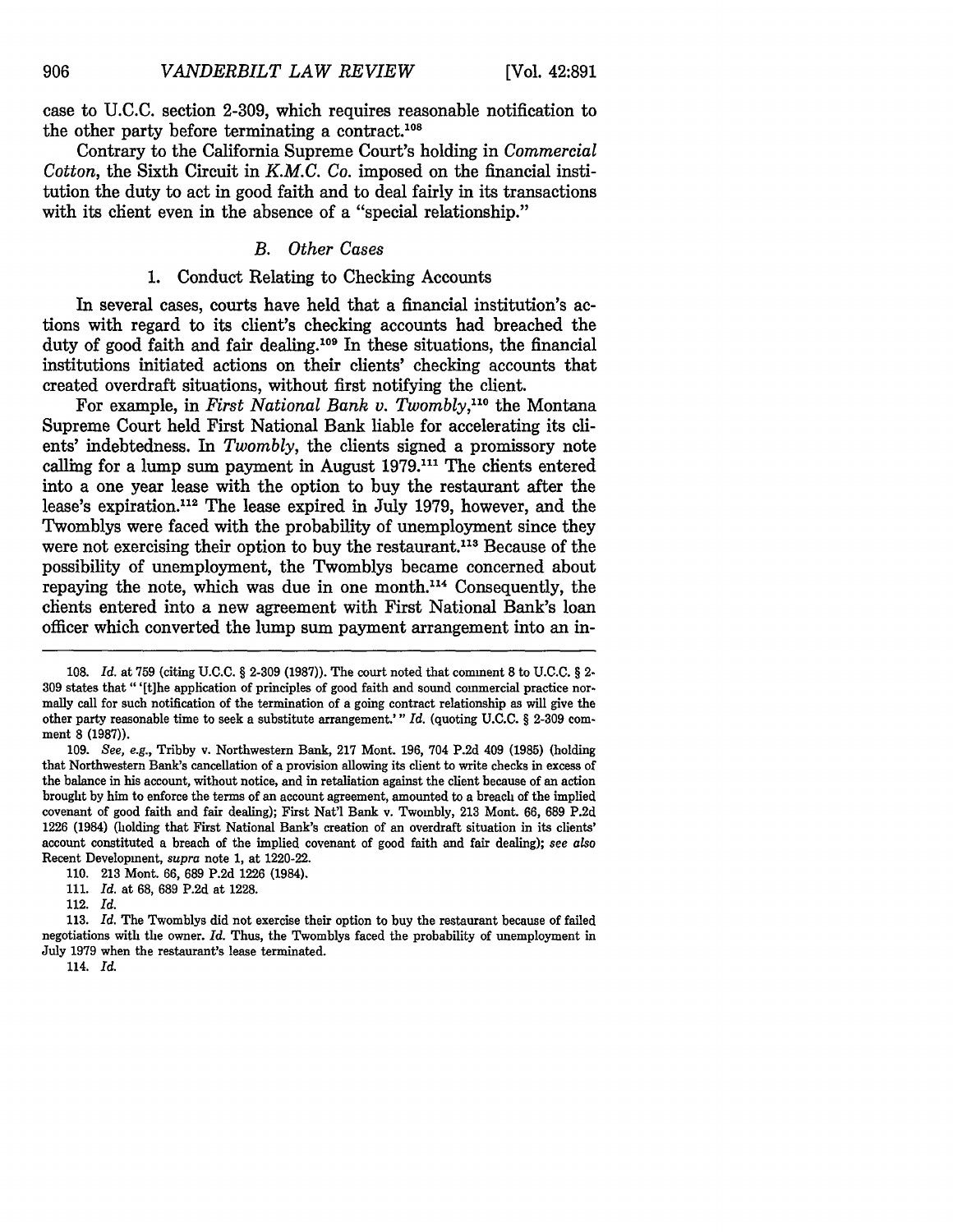case to U.C.C. section 2-309, which requires reasonable notification to the other party before terminating a contract.[108]

Contrary to the California Supreme Court's holding in *Commercial Cotton*, the Sixth Circuit in *K.M.C. Co.* imposed on the financial institution the duty to act in good faith and to deal fairly in its transactions with its client even in the absence of a "special relationship."

### *B. Other Cases*

#### 1. Conduct Relating to Checking Accounts

In several cases, courts have held that a financial institution's actions with regard to its client's checking accounts had breached the duty of good faith and fair dealing.[109] In these situations, the financial institutions initiated actions on their clients' checking accounts that created overdraft situations, without first notifying the client.

For example, in *First National Bank v. Twombly*,[110] the Montana Supreme Court held First National Bank liable for accelerating its clients' indebtedness. In *Twombly*, the clients signed a promissory note calling for a lump sum payment in August 1979.[111] The clients entered into a one year lease with the option to buy the restaurant after the lease's expiration.[112] The lease expired in July 1979, however, and the Twomblys were faced with the probability of unemployment since they were not exercising their option to buy the restaurant.[113] Because of the possibility of unemployment, the Twomblys became concerned about repaying the note, which was due in one month.[114] Consequently, the clients entered into a new agreement with First National Bank's loan officer which converted the lump sum payment arrangement into an in-

---

108. *Id.* at 759 (citing U.C.C. § 2-309 (1987)). The court noted that comment 8 to U.C.C. § 2-309 states that " '[t]he application of principles of good faith and sound commercial practice normally call for such notification of the termination of a going contract relationship as will give the other party reasonable time to seek a substitute arrangement.' " *Id.* (quoting U.C.C. § 2-309 comment 8 (1987)).

109. *See, e.g.*, Tribby v. Northwestern Bank, 217 Mont. 196, 704 P.2d 409 (1985) (holding that Northwestern Bank's cancellation of a provision allowing its client to write checks in excess of the balance in his account, without notice, and in retaliation against the client because of an action brought by him to enforce the terms of an account agreement, amounted to a breach of the implied covenant of good faith and fair dealing); First Nat'l Bank v. Twombly, 213 Mont. 66, 689 P.2d 1226 (1984) (holding that First National Bank's creation of an overdraft situation in its clients' account constituted a breach of the implied covenant of good faith and fair dealing); *see also* Recent Development, *supra* note 1, at 1220-22.

110. 213 Mont. 66, 689 P.2d 1226 (1984).

111. *Id.* at 68, 689 P.2d at 1228.

112. *Id.*

113. *Id.* The Twomblys did not exercise their option to buy the restaurant because of failed negotiations with the owner. *Id.* Thus, the Twomblys faced the probability of unemployment in July 1979 when the restaurant's lease terminated.

114. *Id.*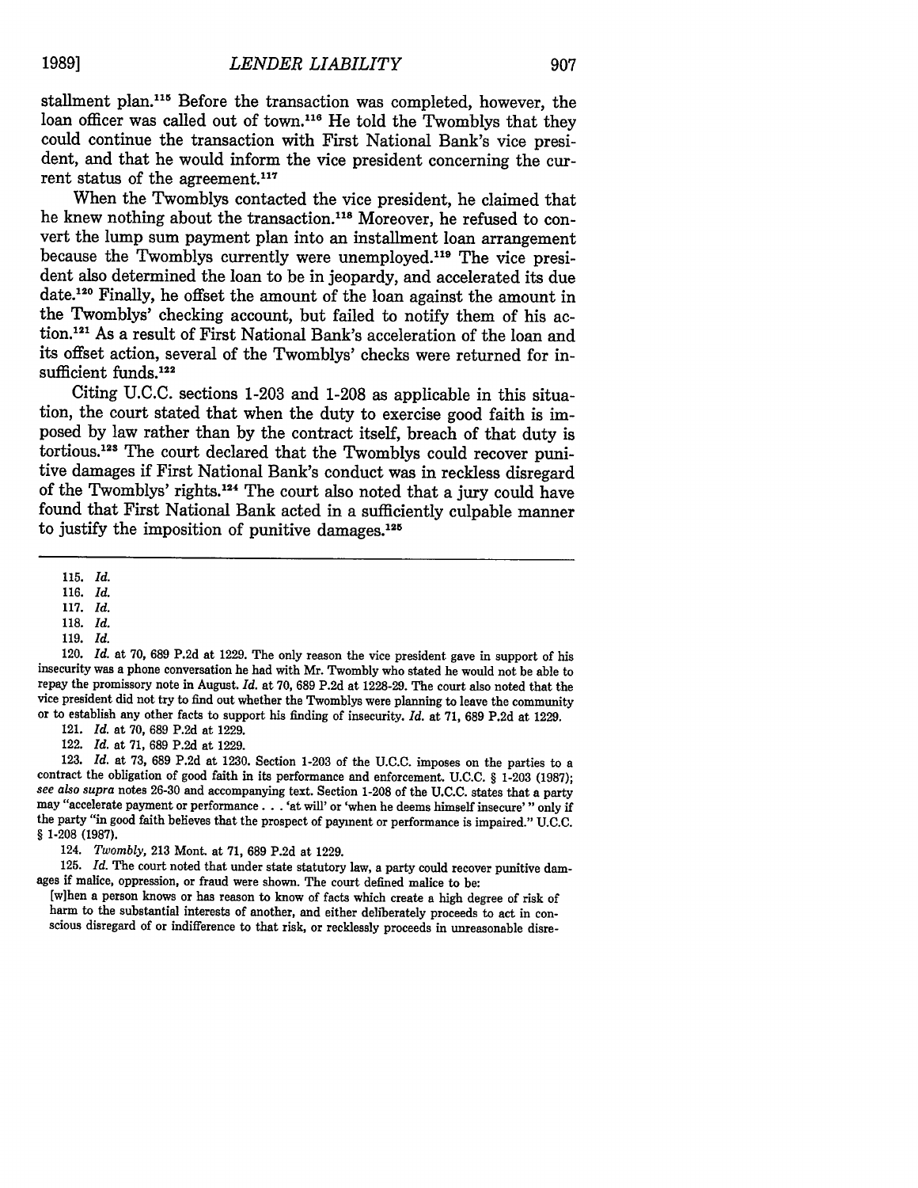stallment plan.[115] Before the transaction was completed, however, the loan officer was called out of town.[116] He told the Twomblys that they could continue the transaction with First National Bank's vice president, and that he would inform the vice president concerning the current status of the agreement.[117]

When the Twomblys contacted the vice president, he claimed that he knew nothing about the transaction.[118] Moreover, he refused to convert the lump sum payment plan into an installment loan arrangement because the Twomblys currently were unemployed.[119] The vice president also determined the loan to be in jeopardy, and accelerated its due date.[120] Finally, he offset the amount of the loan against the amount in the Twomblys' checking account, but failed to notify them of his action.[121] As a result of First National Bank's acceleration of the loan and its offset action, several of the Twomblys' checks were returned for insufficient funds.[122]

Citing U.C.C. sections 1-203 and 1-208 as applicable in this situation, the court stated that when the duty to exercise good faith is imposed by law rather than by the contract itself, breach of that duty is tortious.[123] The court declared that the Twomblys could recover punitive damages if First National Bank's conduct was in reckless disregard of the Twomblys' rights.[124] The court also noted that a jury could have found that First National Bank acted in a sufficiently culpable manner to justify the imposition of punitive damages.[125]

---

115. *Id.*

116. *Id.*

117. *Id.*

118. *Id.*

119. *Id.*

120. *Id.* at 70, 689 P.2d at 1229. The only reason the vice president gave in support of his insecurity was a phone conversation he had with Mr. Twombly who stated he would not be able to repay the promissory note in August. *Id.* at 70, 689 P.2d at 1228-29. The court also noted that the vice president did not try to find out whether the Twomblys were planning to leave the community or to establish any other facts to support his finding of insecurity. *Id.* at 71, 689 P.2d at 1229.

121. *Id.* at 70, 689 P.2d at 1229.

122. *Id.* at 71, 689 P.2d at 1229.

123. *Id.* at 73, 689 P.2d at 1230. Section 1-203 of the U.C.C. imposes on the parties to a contract the obligation of good faith in its performance and enforcement. U.C.C. § 1-203 (1987); *see also supra* notes 26-30 and accompanying text. Section 1-208 of the U.C.C. states that a party may "accelerate payment or performance . . . 'at will' or 'when he deems himself insecure' " only if the party "in good faith believes that the prospect of payment or performance is impaired." U.C.C. § 1-208 (1987).

124. *Twombly*, 213 Mont. at 71, 689 P.2d at 1229.

125. *Id.* The court noted that under state statutory law, a party could recover punitive damages if malice, oppression, or fraud were shown. The court defined malice to be:

[w]hen a person knows or has reason to know of facts which create a high degree of risk of harm to the substantial interests of another, and either deliberately proceeds to act in conscious disregard of or indifference to that risk, or recklessly proceeds in unreasonable disre-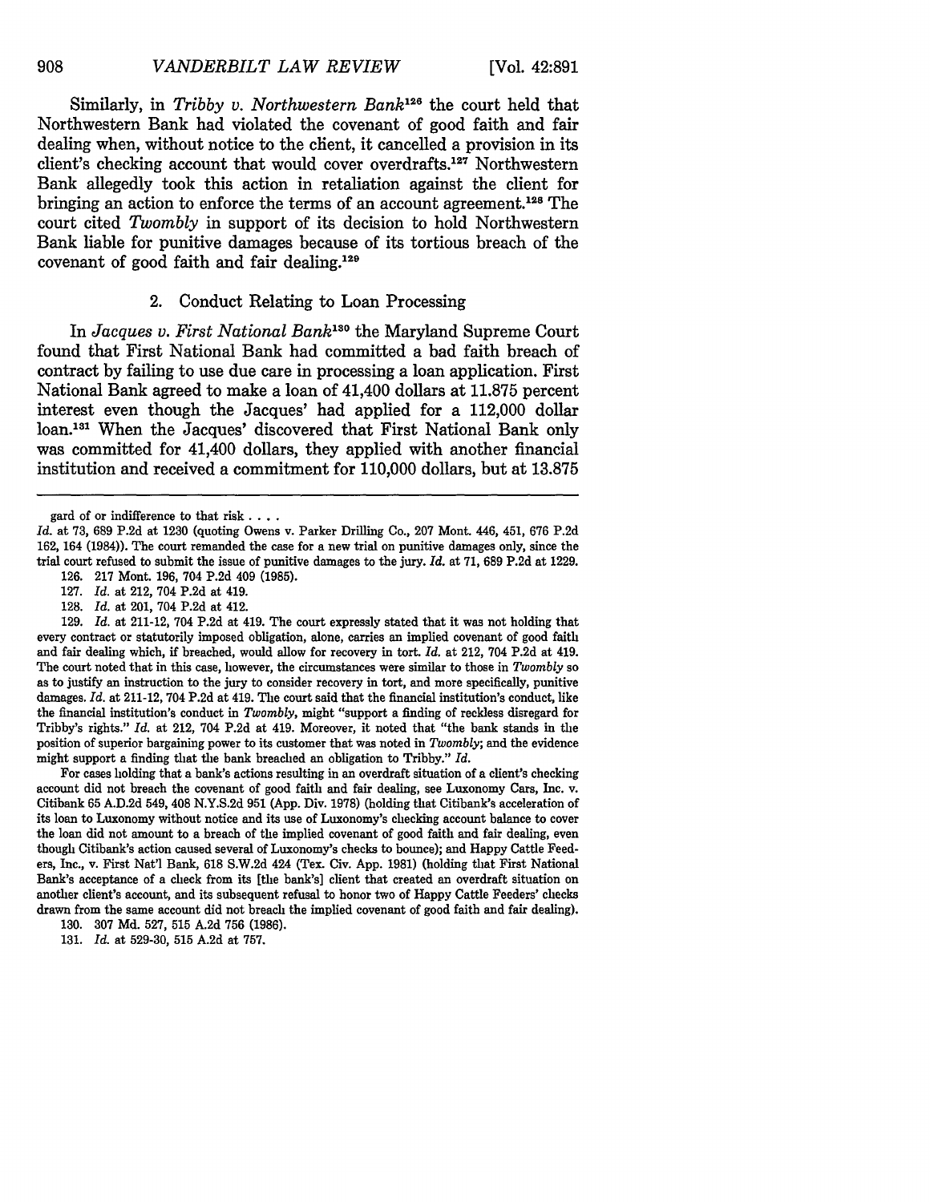Similarly, in *Tribby v. Northwestern Bank*[126] the court held that Northwestern Bank had violated the covenant of good faith and fair dealing when, without notice to the client, it cancelled a provision in its client's checking account that would cover overdrafts.[127] Northwestern Bank allegedly took this action in retaliation against the client for bringing an action to enforce the terms of an account agreement.[128] The court cited *Twombly* in support of its decision to hold Northwestern Bank liable for punitive damages because of its tortious breach of the covenant of good faith and fair dealing.[129]

### 2. Conduct Relating to Loan Processing

In *Jacques v. First National Bank*[130] the Maryland Supreme Court found that First National Bank had committed a bad faith breach of contract by failing to use due care in processing a loan application. First National Bank agreed to make a loan of 41,400 dollars at 11.875 percent interest even though the Jacques' had applied for a 112,000 dollar loan.[131] When the Jacques' discovered that First National Bank only was committed for 41,400 dollars, they applied with another financial institution and received a commitment for 110,000 dollars, but at 13.875

---

gard of or indifference to that risk . . . .

*Id.* at 73, 689 P.2d at 1230 (quoting Owens v. Parker Drilling Co., 207 Mont. 446, 451, 676 P.2d 162, 164 (1984)). The court remanded the case for a new trial on punitive damages only, since the trial court refused to submit the issue of punitive damages to the jury. *Id.* at 71, 689 P.2d at 1229.

126. 217 Mont. 196, 704 P.2d 409 (1985).

127. *Id.* at 212, 704 P.2d at 419.

128. *Id.* at 201, 704 P.2d at 412.

129. *Id.* at 211-12, 704 P.2d at 419. The court expressly stated that it was not holding that every contract or statutorily imposed obligation, alone, carries an implied covenant of good faith and fair dealing which, if breached, would allow for recovery in tort. *Id.* at 212, 704 P.2d at 419. The court noted that in this case, however, the circumstances were similar to those in *Twombly* so as to justify an instruction to the jury to consider recovery in tort, and more specifically, punitive damages. *Id.* at 211-12, 704 P.2d at 419. The court said that the financial institution's conduct, like the financial institution's conduct in *Twombly*, might "support a finding of reckless disregard for Tribby's rights." *Id.* at 212, 704 P.2d at 419. Moreover, it noted that "the bank stands in the position of superior bargaining power to its customer that was noted in *Twombly*; and the evidence might support a finding that the bank breached an obligation to Tribby." *Id.*

For cases holding that a bank's actions resulting in an overdraft situation of a client's checking account did not breach the covenant of good faith and fair dealing, see Luxonomy Cars, Inc. v. Citibank 65 A.D.2d 549, 408 N.Y.S.2d 951 (App. Div. 1978) (holding that Citibank's acceleration of its loan to Luxonomy without notice and its use of Luxonomy's checking account balance to cover the loan did not amount to a breach of the implied covenant of good faith and fair dealing, even though Citibank's action caused several of Luxonomy's checks to bounce); and Happy Cattle Feeders, Inc., v. First Nat'l Bank, 618 S.W.2d 424 (Tex. Civ. App. 1981) (holding that First National Bank's acceptance of a check from its [the bank's] client that created an overdraft situation on another client's account, and its subsequent refusal to honor two of Happy Cattle Feeders' checks drawn from the same account did not breach the implied covenant of good faith and fair dealing).

130. 307 Md. 527, 515 A.2d 756 (1986).

131. *Id.* at 529-30, 515 A.2d at 757.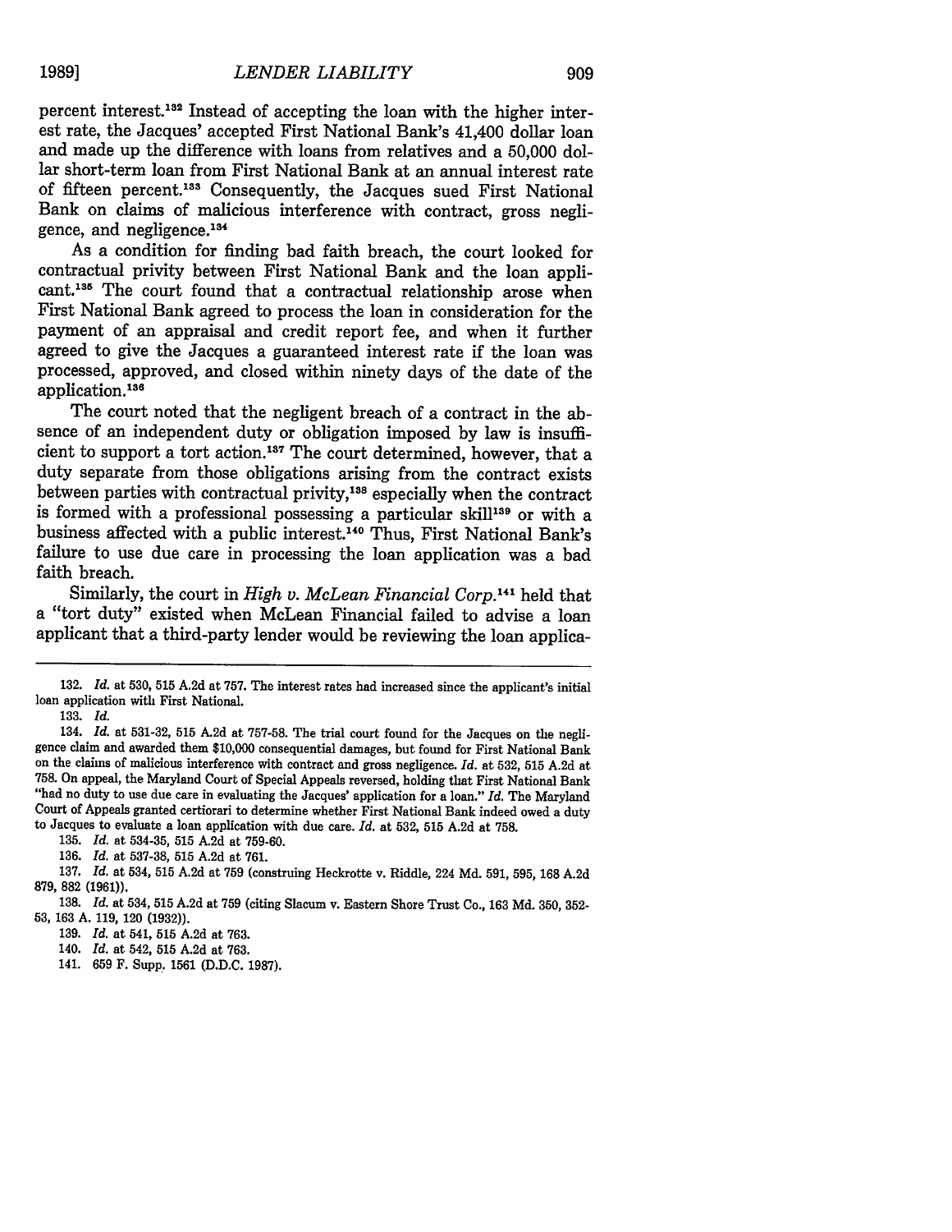percent interest.[132] Instead of accepting the loan with the higher interest rate, the Jacques' accepted First National Bank's 41,400 dollar loan and made up the difference with loans from relatives and a 50,000 dollar short-term loan from First National Bank at an annual interest rate of fifteen percent.[133] Consequently, the Jacques sued First National Bank on claims of malicious interference with contract, gross negligence, and negligence.[134]

As a condition for finding bad faith breach, the court looked for contractual privity between First National Bank and the loan applicant.[135] The court found that a contractual relationship arose when First National Bank agreed to process the loan in consideration for the payment of an appraisal and credit report fee, and when it further agreed to give the Jacques a guaranteed interest rate if the loan was processed, approved, and closed within ninety days of the date of the application.[136]

The court noted that the negligent breach of a contract in the absence of an independent duty or obligation imposed by law is insufficient to support a tort action.[137] The court determined, however, that a duty separate from those obligations arising from the contract exists between parties with contractual privity,[138] especially when the contract is formed with a professional possessing a particular skill[139] or with a business affected with a public interest.[140] Thus, First National Bank's failure to use due care in processing the loan application was a bad faith breach.

Similarly, the court in *High v. McLean Financial Corp.*[141] held that a "tort duty" existed when McLean Financial failed to advise a loan applicant that a third-party lender would be reviewing the loan applica-

---

132. *Id.* at 530, 515 A.2d at 757. The interest rates had increased since the applicant's initial loan application with First National.

133. *Id.*

134. *Id.* at 531-32, 515 A.2d at 757-58. The trial court found for the Jacques on the negligence claim and awarded them $10,000 consequential damages, but found for First National Bank on the claims of malicious interference with contract and gross negligence. *Id.* at 532, 515 A.2d at 758. On appeal, the Maryland Court of Special Appeals reversed, holding that First National Bank "had no duty to use due care in evaluating the Jacques' application for a loan." *Id.* The Maryland Court of Appeals granted certiorari to determine whether First National Bank indeed owed a duty to Jacques to evaluate a loan application with due care. *Id.* at 532, 515 A.2d at 758.

135. *Id.* at 534-35, 515 A.2d at 759-60.

136. *Id.* at 537-38, 515 A.2d at 761.

137. *Id.* at 534, 515 A.2d at 759 (construing Heckrotte v. Riddle, 224 Md. 591, 595, 168 A.2d 879, 882 (1961)).

138. *Id.* at 534, 515 A.2d at 759 (citing Slacum v. Eastern Shore Trust Co., 163 Md. 350, 352-53, 163 A. 119, 120 (1932)).

139. *Id.* at 541, 515 A.2d at 763.

140. *Id.* at 542, 515 A.2d at 763.

141. 659 F. Supp. 1561 (D.D.C. 1987).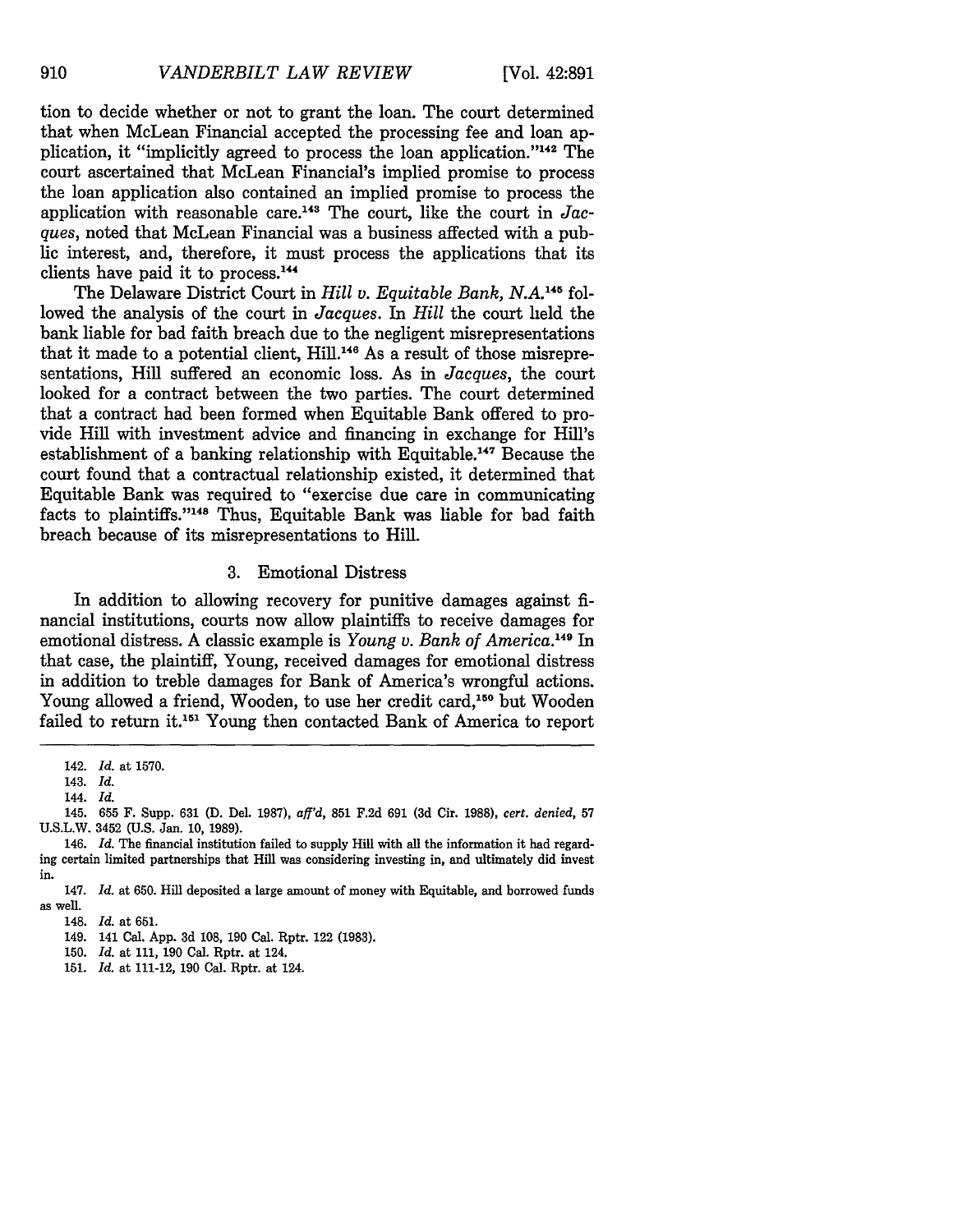tion to decide whether or not to grant the loan. The court determined that when McLean Financial accepted the processing fee and loan application, it "implicitly agreed to process the loan application."[142] The court ascertained that McLean Financial's implied promise to process the loan application also contained an implied promise to process the application with reasonable care.[143] The court, like the court in *Jacques*, noted that McLean Financial was a business affected with a public interest, and, therefore, it must process the applications that its clients have paid it to process.[144]

The Delaware District Court in *Hill v. Equitable Bank, N.A.*[145] followed the analysis of the court in *Jacques*. In *Hill* the court held the bank liable for bad faith breach due to the negligent misrepresentations that it made to a potential client, Hill.[146] As a result of those misrepresentations, Hill suffered an economic loss. As in *Jacques*, the court looked for a contract between the two parties. The court determined that a contract had been formed when Equitable Bank offered to provide Hill with investment advice and financing in exchange for Hill's establishment of a banking relationship with Equitable.[147] Because the court found that a contractual relationship existed, it determined that Equitable Bank was required to "exercise due care in communicating facts to plaintiffs."[148] Thus, Equitable Bank was liable for bad faith breach because of its misrepresentations to Hill.

### 3. Emotional Distress

In addition to allowing recovery for punitive damages against financial institutions, courts now allow plaintiffs to receive damages for emotional distress. A classic example is *Young v. Bank of America*.[149] In that case, the plaintiff, Young, received damages for emotional distress in addition to treble damages for Bank of America's wrongful actions. Young allowed a friend, Wooden, to use her credit card,[150] but Wooden failed to return it.[151] Young then contacted Bank of America to report

---

142. *Id.* at 1570.

143. *Id.*

144. *Id.*

145. 655 F. Supp. 631 (D. Del. 1987), *aff'd*, 851 F.2d 691 (3d Cir. 1988), *cert. denied*, 57 U.S.L.W. 3452 (U.S. Jan. 10, 1989).

146. *Id.* The financial institution failed to supply Hill with all the information it had regarding certain limited partnerships that Hill was considering investing in, and ultimately did invest in.

147. *Id.* at 650. Hill deposited a large amount of money with Equitable, and borrowed funds as well.

148. *Id.* at 651.

149. 141 Cal. App. 3d 108, 190 Cal. Rptr. 122 (1983).

150. *Id.* at 111, 190 Cal. Rptr. at 124.

151. *Id.* at 111-12, 190 Cal. Rptr. at 124.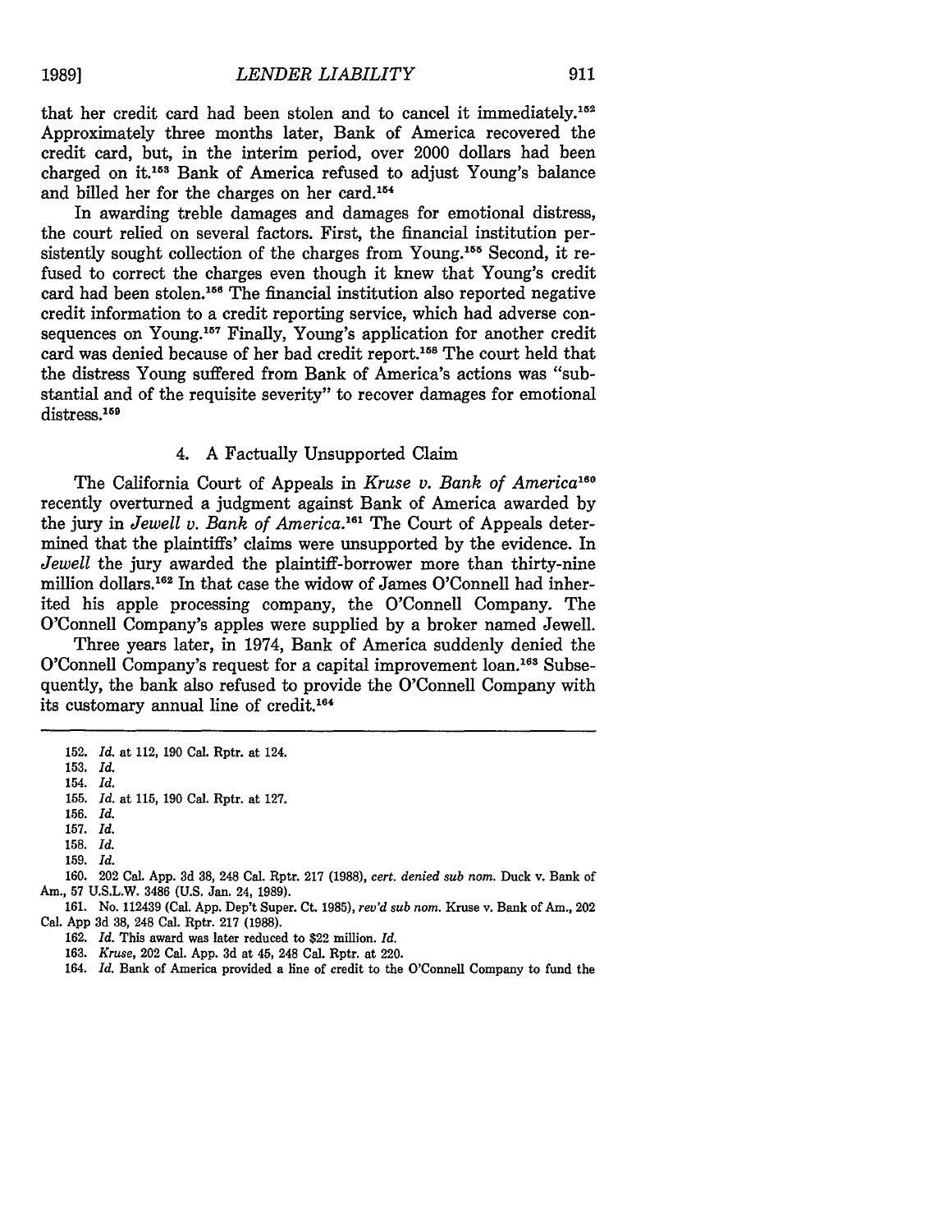that her credit card had been stolen and to cancel it immediately.[152] Approximately three months later, Bank of America recovered the credit card, but, in the interim period, over 2000 dollars had been charged on it.[153] Bank of America refused to adjust Young's balance and billed her for the charges on her card.[154]

In awarding treble damages and damages for emotional distress, the court relied on several factors. First, the financial institution persistently sought collection of the charges from Young.[155] Second, it refused to correct the charges even though it knew that Young's credit card had been stolen.[156] The financial institution also reported negative credit information to a credit reporting service, which had adverse consequences on Young.[157] Finally, Young's application for another credit card was denied because of her bad credit report.[158] The court held that the distress Young suffered from Bank of America's actions was "substantial and of the requisite severity" to recover damages for emotional distress.[159]

#### 4. A Factually Unsupported Claim

The California Court of Appeals in *Kruse v. Bank of America*[160] recently overturned a judgment against Bank of America awarded by the jury in *Jewell v. Bank of America*.[161] The Court of Appeals determined that the plaintiffs' claims were unsupported by the evidence. In *Jewell* the jury awarded the plaintiff-borrower more than thirty-nine million dollars.[162] In that case the widow of James O'Connell had inherited his apple processing company, the O'Connell Company. The O'Connell Company's apples were supplied by a broker named Jewell.

Three years later, in 1974, Bank of America suddenly denied the O'Connell Company's request for a capital improvement loan.[163] Subsequently, the bank also refused to provide the O'Connell Company with its customary annual line of credit.[164]

---

152. *Id.* at 112, 190 Cal. Rptr. at 124.
153. *Id.*
154. *Id.*
155. *Id.* at 115, 190 Cal. Rptr. at 127.
156. *Id.*
157. *Id.*
158. *Id.*
159. *Id.*
160. 202 Cal. App. 3d 38, 248 Cal. Rptr. 217 (1988), *cert. denied sub nom.* Duck v. Bank of Am., 57 U.S.L.W. 3486 (U.S. Jan. 24, 1989).
161. No. 112439 (Cal. App. Dep't Super. Ct. 1985), *rev'd sub nom.* Kruse v. Bank of Am., 202 Cal. App 3d 38, 248 Cal. Rptr. 217 (1988).
162. *Id.* This award was later reduced to $22 million. *Id.*
163. *Kruse*, 202 Cal. App. 3d at 45, 248 Cal. Rptr. at 220.
164. *Id.* Bank of America provided a line of credit to the O'Connell Company to fund the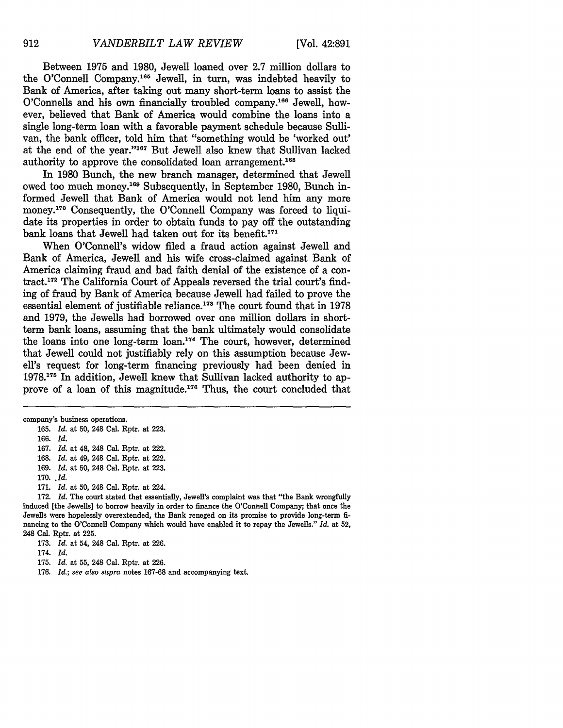Between 1975 and 1980, Jewell loaned over 2.7 million dollars to the O'Connell Company.[165] Jewell, in turn, was indebted heavily to Bank of America, after taking out many short-term loans to assist the O'Connells and his own financially troubled company.[166] Jewell, however, believed that Bank of America would combine the loans into a single long-term loan with a favorable payment schedule because Sullivan, the bank officer, told him that "something would be 'worked out' at the end of the year."[167] But Jewell also knew that Sullivan lacked authority to approve the consolidated loan arrangement.[168]

In 1980 Bunch, the new branch manager, determined that Jewell owed too much money.[169] Subsequently, in September 1980, Bunch informed Jewell that Bank of America would not lend him any more money.[170] Consequently, the O'Connell Company was forced to liquidate its properties in order to obtain funds to pay off the outstanding bank loans that Jewell had taken out for its benefit.[171]

When O'Connell's widow filed a fraud action against Jewell and Bank of America, Jewell and his wife cross-claimed against Bank of America claiming fraud and bad faith denial of the existence of a contract.[172] The California Court of Appeals reversed the trial court's finding of fraud by Bank of America because Jewell had failed to prove the essential element of justifiable reliance.[173] The court found that in 1978 and 1979, the Jewells had borrowed over one million dollars in short-term bank loans, assuming that the bank ultimately would consolidate the loans into one long-term loan.[174] The court, however, determined that Jewell could not justifiably rely on this assumption because Jewell's request for long-term financing previously had been denied in 1978.[175] In addition, Jewell knew that Sullivan lacked authority to approve of a loan of this magnitude.[176] Thus, the court concluded that

---

company's business operations.

165. *Id.* at 50, 248 Cal. Rptr. at 223.

166. *Id.*

167. *Id.* at 48, 248 Cal. Rptr. at 222.

168. *Id.* at 49, 248 Cal. Rptr. at 222.

169. *Id.* at 50, 248 Cal. Rptr. at 223.

170. *Id.*

171. *Id.* at 50, 248 Cal. Rptr. at 224.

172. *Id.* The court stated that essentially, Jewell's complaint was that "the Bank wrongfully induced [the Jewells] to borrow heavily in order to finance the O'Connell Company; that once the Jewells were hopelessly overextended, the Bank reneged on its promise to provide long-term financing to the O'Connell Company which would have enabled it to repay the Jewells." *Id.* at 52, 248 Cal. Rptr. at 225.

173. *Id.* at 54, 248 Cal. Rptr. at 226.

174. *Id.*

175. *Id.* at 55, 248 Cal. Rptr. at 226.

176. *Id.*; *see also supra* notes 167-68 and accompanying text.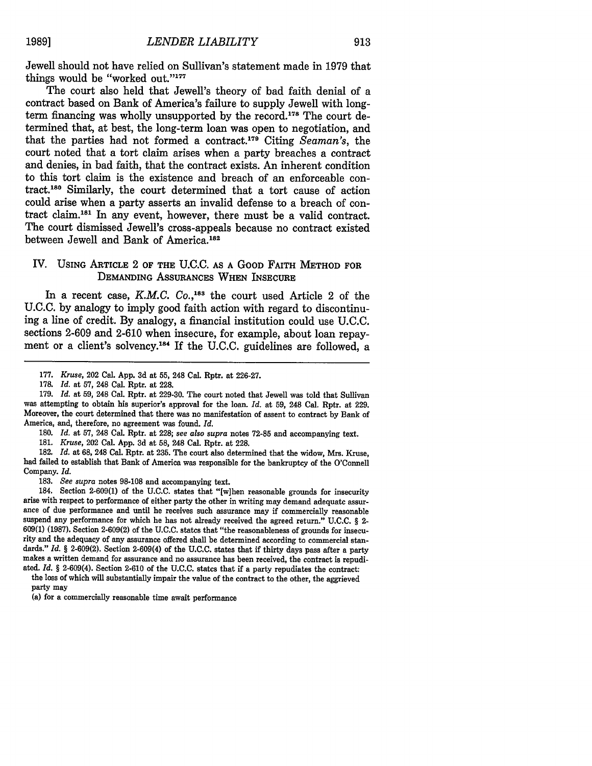Jewell should not have relied on Sullivan's statement made in 1979 that things would be "worked out."[177]

The court also held that Jewell's theory of bad faith denial of a contract based on Bank of America's failure to supply Jewell with long-term financing was wholly unsupported by the record.[178] The court determined that, at best, the long-term loan was open to negotiation, and that the parties had not formed a contract.[179] Citing *Seaman's*, the court noted that a tort claim arises when a party breaches a contract and denies, in bad faith, that the contract exists. An inherent condition to this tort claim is the existence and breach of an enforceable contract.[180] Similarly, the court determined that a tort cause of action could arise when a party asserts an invalid defense to a breach of contract claim.[181] In any event, however, there must be a valid contract. The court dismissed Jewell's cross-appeals because no contract existed between Jewell and Bank of America.[182]

## IV. Using Article 2 of the U.C.C. as a Good Faith Method for Demanding Assurances When Insecure

In a recent case, *K.M.C. Co.*,[183] the court used Article 2 of the U.C.C. by analogy to imply good faith action with regard to discontinuing a line of credit. By analogy, a financial institution could use U.C.C. sections 2-609 and 2-610 when insecure, for example, about loan repayment or a client's solvency.[184] If the U.C.C. guidelines are followed, a

---

177. *Kruse*, 202 Cal. App. 3d at 55, 248 Cal. Rptr. at 226-27.

178. *Id.* at 57, 248 Cal. Rptr. at 228.

179. *Id.* at 59, 248 Cal. Rptr. at 229-30. The court noted that Jewell was told that Sullivan was attempting to obtain his superior's approval for the loan. *Id.* at 59, 248 Cal. Rptr. at 229. Moreover, the court determined that there was no manifestation of assent to contract by Bank of America, and, therefore, no agreement was found. *Id.*

180. *Id.* at 57, 248 Cal. Rptr. at 228; *see also supra* notes 72-85 and accompanying text.

181. *Kruse*, 202 Cal. App. 3d at 58, 248 Cal. Rptr. at 228.

182. *Id.* at 68, 248 Cal. Rptr. at 235. The court also determined that the widow, Mrs. Kruse, had failed to establish that Bank of America was responsible for the bankruptcy of the O'Connell Company. *Id.*

183. *See supra* notes 98-108 and accompanying text.

184. Section 2-609(1) of the U.C.C. states that "[w]hen reasonable grounds for insecurity arise with respect to performance of either party the other in writing may demand adequate assurance of due performance and until he receives such assurance may if commercially reasonable suspend any performance for which he has not already received the agreed return." U.C.C. § 2-609(1) (1987). Section 2-609(2) of the U.C.C. states that "the reasonableness of grounds for insecurity and the adequacy of any assurance offered shall be determined according to commercial standards." *Id.* § 2-609(2). Section 2-609(4) of the U.C.C. states that if thirty days pass after a party makes a written demand for assurance and no assurance has been received, the contract is repudiated. *Id.* § 2-609(4). Section 2-610 of the U.C.C. states that if a party repudiates the contract:

> the loss of which will substantially impair the value of the contract to the other, the aggrieved party may
>
> (a) for a commercially reasonable time await performance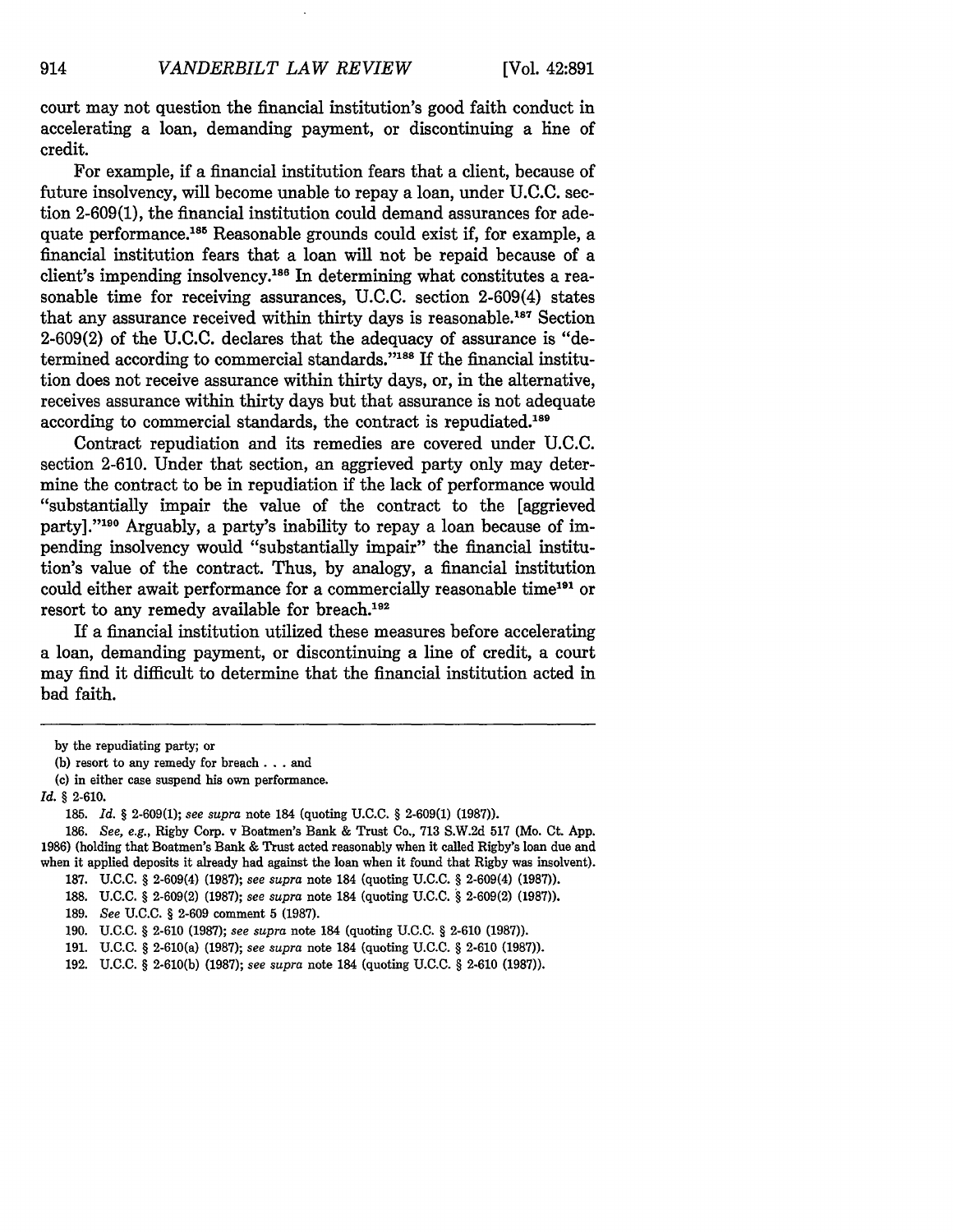court may not question the financial institution's good faith conduct in accelerating a loan, demanding payment, or discontinuing a line of credit.

For example, if a financial institution fears that a client, because of future insolvency, will become unable to repay a loan, under U.C.C. section 2-609(1), the financial institution could demand assurances for adequate performance.[185] Reasonable grounds could exist if, for example, a financial institution fears that a loan will not be repaid because of a client's impending insolvency.[186] In determining what constitutes a reasonable time for receiving assurances, U.C.C. section 2-609(4) states that any assurance received within thirty days is reasonable.[187] Section 2-609(2) of the U.C.C. declares that the adequacy of assurance is "determined according to commercial standards."[188] If the financial institution does not receive assurance within thirty days, or, in the alternative, receives assurance within thirty days but that assurance is not adequate according to commercial standards, the contract is repudiated.[189]

Contract repudiation and its remedies are covered under U.C.C. section 2-610. Under that section, an aggrieved party only may determine the contract to be in repudiation if the lack of performance would "substantially impair the value of the contract to the [aggrieved party]."[190] Arguably, a party's inability to repay a loan because of impending insolvency would "substantially impair" the financial institution's value of the contract. Thus, by analogy, a financial institution could either await performance for a commercially reasonable time[191] or resort to any remedy available for breach.[192]

If a financial institution utilized these measures before accelerating a loan, demanding payment, or discontinuing a line of credit, a court may find it difficult to determine that the financial institution acted in bad faith.

---

by the repudiating party; or

(b) resort to any remedy for breach . . . and

(c) in either case suspend his own performance.

*Id.* § 2-610.

185. *Id.* § 2-609(1); *see supra* note 184 (quoting U.C.C. § 2-609(1) (1987)).

186. *See, e.g.*, Rigby Corp. v Boatmen's Bank & Trust Co., 713 S.W.2d 517 (Mo. Ct. App. 1986) (holding that Boatmen's Bank & Trust acted reasonably when it called Rigby's loan due and when it applied deposits it already had against the loan when it found that Rigby was insolvent).

187. U.C.C. § 2-609(4) (1987); *see supra* note 184 (quoting U.C.C. § 2-609(4) (1987)).

188. U.C.C. § 2-609(2) (1987); *see supra* note 184 (quoting U.C.C. § 2-609(2) (1987)).

189. *See* U.C.C. § 2-609 comment 5 (1987).

190. U.C.C. § 2-610 (1987); *see supra* note 184 (quoting U.C.C. § 2-610 (1987)).

191. U.C.C. § 2-610(a) (1987); *see supra* note 184 (quoting U.C.C. § 2-610 (1987)).

192. U.C.C. § 2-610(b) (1987); *see supra* note 184 (quoting U.C.C. § 2-610 (1987)).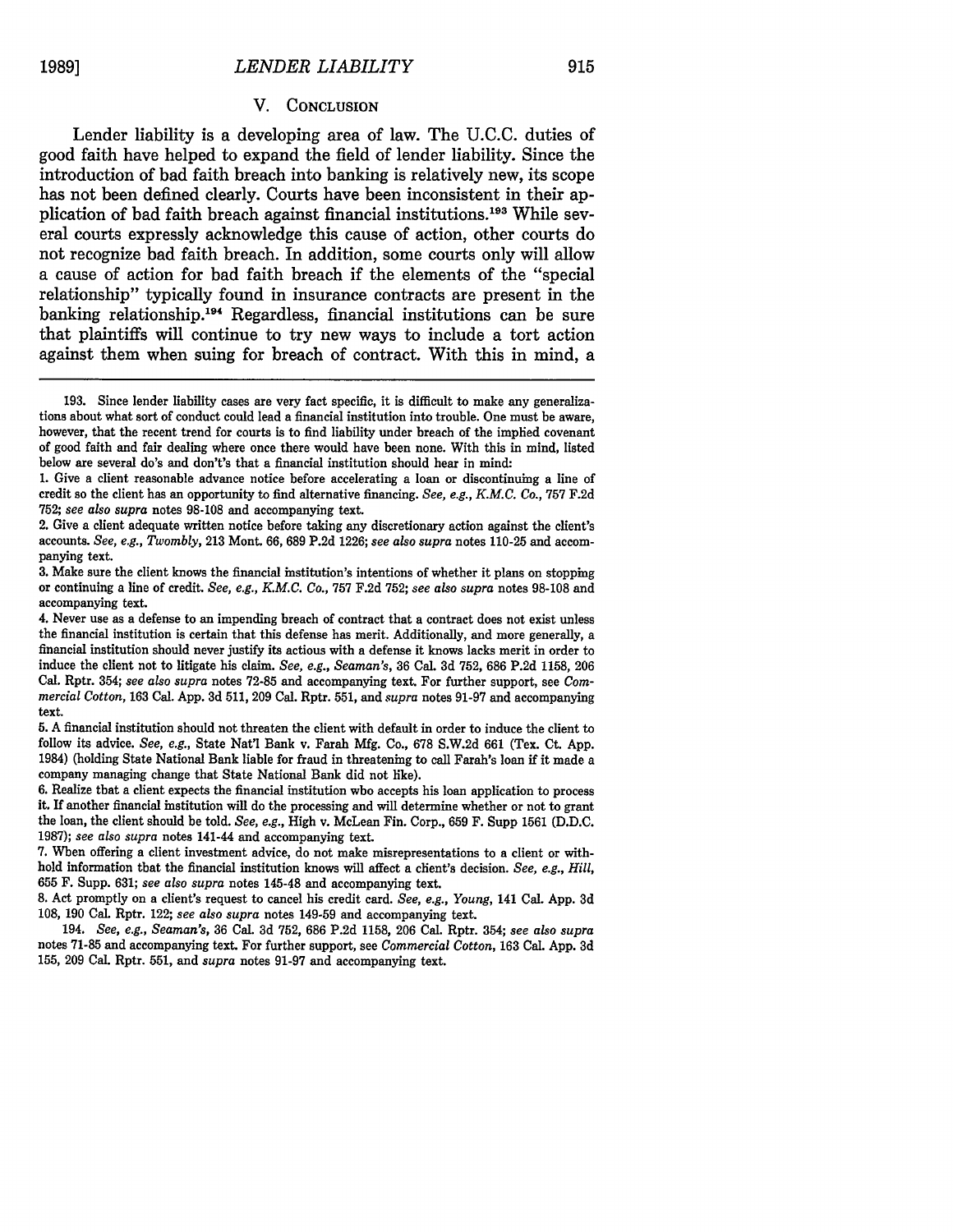## V. Conclusion

Lender liability is a developing area of law. The U.C.C. duties of good faith have helped to expand the field of lender liability. Since the introduction of bad faith breach into banking is relatively new, its scope has not been defined clearly. Courts have been inconsistent in their application of bad faith breach against financial institutions.[193] While several courts expressly acknowledge this cause of action, other courts do not recognize bad faith breach. In addition, some courts only will allow a cause of action for bad faith breach if the elements of the "special relationship" typically found in insurance contracts are present in the banking relationship.[194] Regardless, financial institutions can be sure that plaintiffs will continue to try new ways to include a tort action against them when suing for breach of contract. With this in mind, a

---

193. Since lender liability cases are very fact specific, it is difficult to make any generalizations about what sort of conduct could lead a financial institution into trouble. One must be aware, however, that the recent trend for courts is to find liability under breach of the implied covenant of good faith and fair dealing where once there would have been none. With this in mind, listed below are several do's and don't's that a financial institution should hear in mind:

1. Give a client reasonable advance notice before accelerating a loan or discontinuing a line of credit so the client has an opportunity to find alternative financing. *See, e.g., K.M.C. Co.*, 757 F.2d 752; *see also supra* notes 98-108 and accompanying text.

2. Give a client adequate written notice before taking any discretionary action against the client's accounts. *See, e.g., Twombly*, 213 Mont. 66, 689 P.2d 1226; *see also supra* notes 110-25 and accompanying text.

3. Make sure the client knows the financial institution's intentions of whether it plans on stopping or continuing a line of credit. *See, e.g., K.M.C. Co.*, 757 F.2d 752; *see also supra* notes 98-108 and accompanying text.

4. Never use as a defense to an impending breach of contract that a contract does not exist unless the financial institution is certain that this defense has merit. Additionally, and more generally, a financial institution should never justify its actions with a defense it knows lacks merit in order to induce the client not to litigate his claim. *See, e.g., Seaman's*, 36 Cal. 3d 752, 686 P.2d 1158, 206 Cal. Rptr. 354; *see also supra* notes 72-85 and accompanying text. For further support, see *Commercial Cotton*, 163 Cal. App. 3d 511, 209 Cal. Rptr. 551, and *supra* notes 91-97 and accompanying text.

5. A financial institution should not threaten the client with default in order to induce the client to follow its advice. *See, e.g.*, State Nat'l Bank v. Farah Mfg. Co., 678 S.W.2d 661 (Tex. Ct. App. 1984) (holding State National Bank liable for fraud in threatening to call Farah's loan if it made a company managing change that State National Bank did not like).

6. Realize that a client expects the financial institution who accepts his loan application to process it. If another financial institution will do the processing and will determine whether or not to grant the loan, the client should be told. *See, e.g.*, High v. McLean Fin. Corp., 659 F. Supp 1561 (D.D.C. 1987); *see also supra* notes 141-44 and accompanying text.

7. When offering a client investment advice, do not make misrepresentations to a client or withhold information that the financial institution knows will affect a client's decision. *See, e.g., Hill*, 655 F. Supp. 631; *see also supra* notes 145-48 and accompanying text.

8. Act promptly on a client's request to cancel his credit card. *See, e.g., Young*, 141 Cal. App. 3d 108, 190 Cal. Rptr. 122; *see also supra* notes 149-59 and accompanying text.

194. *See, e.g., Seaman's*, 36 Cal. 3d 752, 686 P.2d 1158, 206 Cal. Rptr. 354; *see also supra* notes 71-85 and accompanying text. For further support, see *Commercial Cotton*, 163 Cal. App. 3d 155, 209 Cal. Rptr. 551, and *supra* notes 91-97 and accompanying text.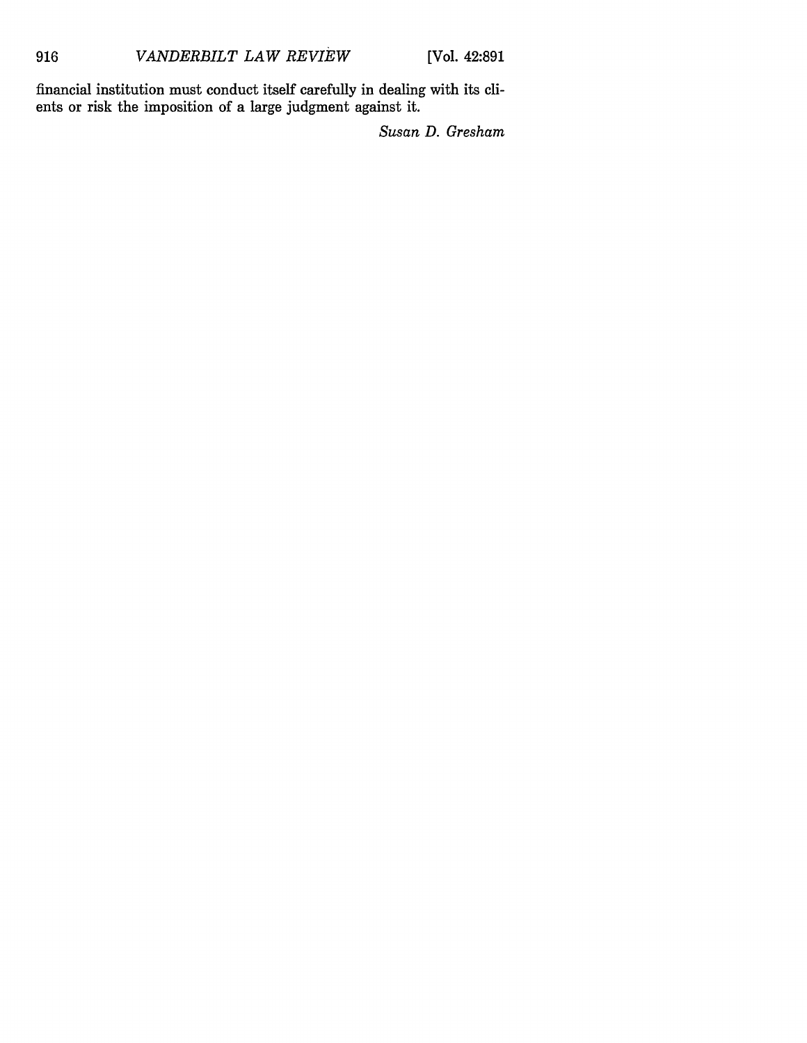financial institution must conduct itself carefully in dealing with its clients or risk the imposition of a large judgment against it.

*Susan D. Gresham*